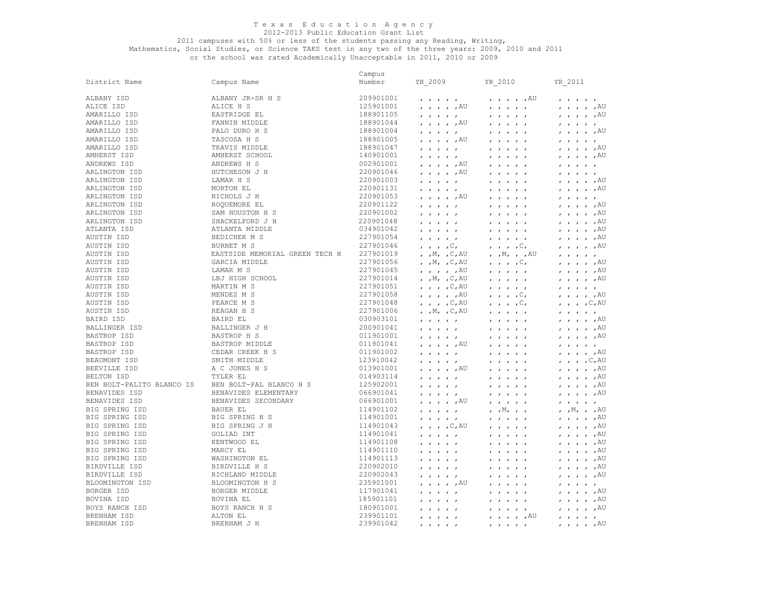# Texas Education Agency

2012-2013 Public Education Grant List

2011 campuses with 50% or less of the students passing any Reading, Writing, Mathematics, Social Studies, or Science TAKS test in any two of the three years: 2009, 2010 and 2011 or the school was rated Academically Unacceptable in 2011, 2010 or 2009

| District Name | Campus Name | Campus Number | YR_2009 | YR_2010 | YR_2011 |
|---|---|---|---|---|---|
| ALBANY ISD | ALBANY JR-SR H S | 209901001 | , , , , , | , , , , ,AU | , , , , , |
| ALICE ISD | ALICE H S | 125901001 | , , , , ,AU | , , , , , | , , , , ,AU |
| AMARILLO ISD | EASTRIDGE EL | 188901105 | , , , , , | , , , , , | , , , , ,AU |
| AMARILLO ISD | FANNIN MIDDLE | 188901044 | , , , , ,AU | , , , , , | , , , , , |
| AMARILLO ISD | PALO DURO H S | 188901004 | , , , , , | , , , , , | , , , , ,AU |
| AMARILLO ISD | TASCOSA H S | 188901005 | , , , , ,AU | , , , , , | , , , , , |
| AMARILLO ISD | TRAVIS MIDDLE | 188901047 | , , , , , | , , , , , | , , , , ,AU |
| AMHERST ISD | AMHERST SCHOOL | 140901001 | , , , , , | , , , , , | , , , , ,AU |
| ANDREWS ISD | ANDREWS H S | 002901001 | , , , , ,AU | , , , , , | , , , , , |
| ARLINGTON ISD | HUTCHESON J H | 220901046 | , , , , ,AU | , , , , , | , , , , , |
| ARLINGTON ISD | LAMAR H S | 220901003 | , , , , , | , , , , , | , , , , ,AU |
| ARLINGTON ISD | MORTON EL | 220901131 | , , , , , | , , , , , | , , , , ,AU |
| ARLINGTON ISD | NICHOLS J H | 220901053 | , , , , ,AU | , , , , , | , , , , , |
| ARLINGTON ISD | ROQUEMORE EL | 220901122 | , , , , , | , , , , , | , , , , ,AU |
| ARLINGTON ISD | SAM HOUSTON H S | 220901002 | , , , , , | , , , , , | , , , , ,AU |
| ARLINGTON ISD | SHACKELFORD J H | 220901048 | , , , , , | , , , , , | , , , , ,AU |
| ATLANTA ISD | ATLANTA MIDDLE | 034901042 | , , , , , | , , , , , | , , , , ,AU |
| AUSTIN ISD | BEDICHEK M S | 227901054 | , , , , , | , , , , , | , , , , ,AU |
| AUSTIN ISD | BURNET M S | 227901046 | , , , ,C, | , , , ,C, | , , , , ,AU |
| AUSTIN ISD | EASTSIDE MEMORIAL GREEN TECH H | 227901019 | , ,M, ,C,AU | , ,M, , ,AU | , , , , , |
| AUSTIN ISD | GARCIA MIDDLE | 227901056 | , ,M, ,C,AU | , , , ,C, | , , , , ,AU |
| AUSTIN ISD | LAMAR M S | 227901045 | , , , , ,AU | , , , , , | , , , , ,AU |
| AUSTIN ISD | LBJ HIGH SCHOOL | 227901014 | , ,M, ,C,AU | , , , , , | , , , , ,AU |
| AUSTIN ISD | MARTIN M S | 227901051 | , , , ,C,AU | , , , , , | , , , , , |
| AUSTIN ISD | MENDEZ M S | 227901058 | , , , , ,AU | , , , ,C, | , , , , ,AU |
| AUSTIN ISD | PEARCE M S | 227901048 | , , , ,C,AU | , , , ,C, | , , , ,C,AU |
| AUSTIN ISD | REAGAN H S | 227901006 | , ,M, ,C,AU | , , , , , | , , , , , |
| BAIRD ISD | BAIRD EL | 030903101 | , , , , , | , , , , , | , , , , ,AU |
| BALLINGER ISD | BALLINGER J H | 200901041 | , , , , , | , , , , , | , , , , ,AU |
| BASTROP ISD | BASTROP H S | 011901001 | , , , , , | , , , , , | , , , , ,AU |
| BASTROP ISD | BASTROP MIDDLE | 011901041 | , , , , ,AU | , , , , , | , , , , , |
| BASTROP ISD | CEDAR CREEK H S | 011901002 | , , , , , | , , , , , | , , , , ,AU |
| BEAUMONT ISD | SMITH MIDDLE | 123910042 | , , , , , | , , , , , | , , , ,C,AU |
| BEEVILLE ISD | A C JONES H S | 013901001 | , , , , ,AU | , , , , , | , , , , ,AU |
| BELTON ISD | TYLER EL | 014903114 | , , , , , | , , , , , | , , , , ,AU |
| BEN BOLT-PALITO BLANCO IS | BEN BOLT-PAL BLANCO H S | 125902001 | , , , , , | , , , , , | , , , , ,AU |
| BENAVIDES ISD | BENAVIDES ELEMENTARY | 066901041 | , , , , , | , , , , , | , , , , ,AU |
| BENAVIDES ISD | BENAVIDES SECONDARY | 066901001 | , , , , ,AU | , , , , , | , , , , , |
| BIG SPRING ISD | BAUER EL | 114901102 | , , , , , | , ,M, , , | , ,M, , ,AU |
| BIG SPRING ISD | BIG SPRING H S | 114901001 | , , , , , | , , , , , | , , , , ,AU |
| BIG SPRING ISD | BIG SPRING J H | 114901043 | , , , ,C,AU | , , , , , | , , , , ,AU |
| BIG SPRING ISD | GOLIAD INT | 114901041 | , , , , , | , , , , , | , , , , ,AU |
| BIG SPRING ISD | KENTWOOD EL | 114901108 | , , , , , | , , , , , | , , , , ,AU |
| BIG SPRING ISD | MARCY EL | 114901110 | , , , , , | , , , , , | , , , , ,AU |
| BIG SPRING ISD | WASHINGTON EL | 114901113 | , , , , , | , , , , , | , , , , ,AU |
| BIRDVILLE ISD | BIRDVILLE H S | 220902010 | , , , , , | , , , , , | , , , , ,AU |
| BIRDVILLE ISD | RICHLAND MIDDLE | 220902043 | , , , , , | , , , , , | , , , , ,AU |
| BLOOMINGTON ISD | BLOOMINGTON H S | 235901001 | , , , , ,AU | , , , , , | , , , , , |
| BORGER ISD | BORGER MIDDLE | 117901041 | , , , , , | , , , , , | , , , , ,AU |
| BOVINA ISD | BOVINA EL | 185901101 | , , , , , | , , , , , | , , , , ,AU |
| BOYS RANCH ISD | BOYS RANCH H S | 180901001 | , , , , , | , , , , , | , , , , ,AU |
| BRENHAM ISD | ALTON EL | 239901101 | , , , , , | , , , , ,AU | , , , , , |
| BRENHAM ISD | BRENHAM J H | 239901042 | , , , , , | , , , , , | , , , , ,AU |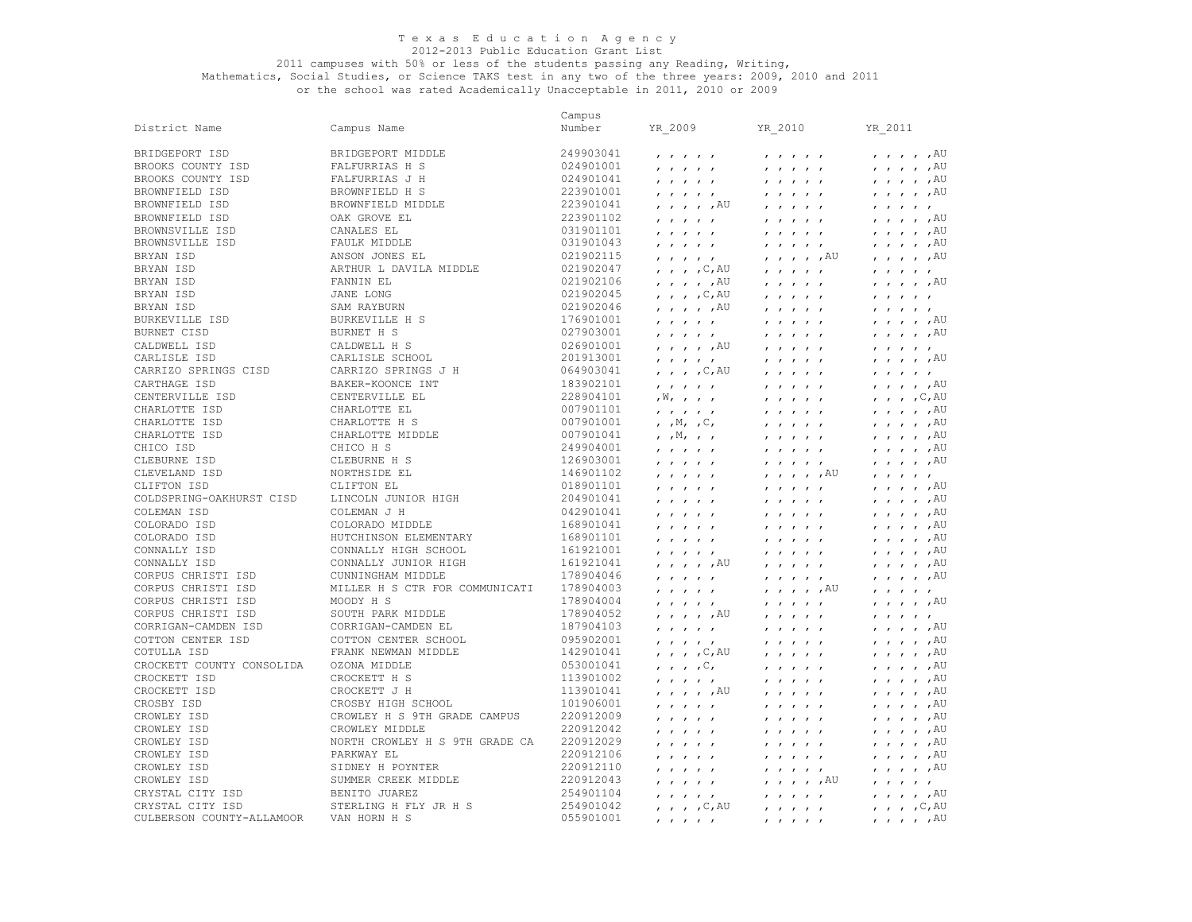# Texas Education Agency

2012-2013 Public Education Grant List

2011 campuses with 50% or less of the students passing any Reading, Writing, Mathematics, Social Studies, or Science TAKS test in any two of the three years: 2009, 2010 and 2011 or the school was rated Academically Unacceptable in 2011, 2010 or 2009

| District Name | Campus Name | Campus Number | YR_2009 | YR_2010 | YR_2011 |
|---|---|---|---|---|---|
| BRIDGEPORT ISD | BRIDGEPORT MIDDLE | 249903041 | , , , , , | , , , , , | , , , , ,AU |
| BROOKS COUNTY ISD | FALFURRIAS H S | 024901001 | , , , , , | , , , , , | , , , , ,AU |
| BROOKS COUNTY ISD | FALFURRIAS J H | 024901041 | , , , , , | , , , , , | , , , , ,AU |
| BROWNFIELD ISD | BROWNFIELD H S | 223901001 | , , , , , | , , , , , | , , , , ,AU |
| BROWNFIELD ISD | BROWNFIELD MIDDLE | 223901041 | , , , , ,AU | , , , , , | , , , , , |
| BROWNFIELD ISD | OAK GROVE EL | 223901102 | , , , , , | , , , , , | , , , , ,AU |
| BROWNSVILLE ISD | CANALES EL | 031901101 | , , , , , | , , , , , | , , , , ,AU |
| BROWNSVILLE ISD | FAULK MIDDLE | 031901043 | , , , , , | , , , , , | , , , , ,AU |
| BRYAN ISD | ANSON JONES EL | 021902115 | , , , , , | , , , , ,AU | , , , , ,AU |
| BRYAN ISD | ARTHUR L DAVILA MIDDLE | 021902047 | , , , ,C,AU | , , , , , | , , , , , |
| BRYAN ISD | FANNIN EL | 021902106 | , , , , ,AU | , , , , , | , , , , ,AU |
| BRYAN ISD | JANE LONG | 021902045 | , , , ,C,AU | , , , , , | , , , , , |
| BRYAN ISD | SAM RAYBURN | 021902046 | , , , , ,AU | , , , , , | , , , , , |
| BURKEVILLE ISD | BURKEVILLE H S | 176901001 | , , , , , | , , , , , | , , , , ,AU |
| BURNET CISD | BURNET H S | 027903001 | , , , , , | , , , , , | , , , , ,AU |
| CALDWELL ISD | CALDWELL H S | 026901001 | , , , , ,AU | , , , , , | , , , , , |
| CARLISLE ISD | CARLISLE SCHOOL | 201913001 | , , , , , | , , , , , | , , , , ,AU |
| CARRIZO SPRINGS CISD | CARRIZO SPRINGS J H | 064903041 | , , , ,C,AU | , , , , , | , , , , , |
| CARTHAGE ISD | BAKER-KOONCE INT | 183902101 | , , , , , | , , , , , | , , , , ,AU |
| CENTERVILLE ISD | CENTERVILLE EL | 228904101 | ,W, , , , | , , , , , | , , , ,C,AU |
| CHARLOTTE ISD | CHARLOTTE EL | 007901101 | , , , , , | , , , , , | , , , , ,AU |
| CHARLOTTE ISD | CHARLOTTE H S | 007901001 | , ,M, ,C, | , , , , , | , , , , ,AU |
| CHARLOTTE ISD | CHARLOTTE MIDDLE | 007901041 | , ,M, , , | , , , , , | , , , , ,AU |
| CHICO ISD | CHICO H S | 249904001 | , , , , , | , , , , , | , , , , ,AU |
| CLEBURNE ISD | CLEBURNE H S | 126903001 | , , , , , | , , , , , | , , , , ,AU |
| CLEVELAND ISD | NORTHSIDE EL | 146901102 | , , , , , | , , , , ,AU | , , , , , |
| CLIFTON ISD | CLIFTON EL | 018901101 | , , , , , | , , , , , | , , , , ,AU |
| COLDSPRING-OAKHURST CISD | LINCOLN JUNIOR HIGH | 204901041 | , , , , , | , , , , , | , , , , ,AU |
| COLEMAN ISD | COLEMAN J H | 042901041 | , , , , , | , , , , , | , , , , ,AU |
| COLORADO ISD | COLORADO MIDDLE | 168901041 | , , , , , | , , , , , | , , , , ,AU |
| COLORADO ISD | HUTCHINSON ELEMENTARY | 168901101 | , , , , , | , , , , , | , , , , ,AU |
| CONNALLY ISD | CONNALLY HIGH SCHOOL | 161921001 | , , , , , | , , , , , | , , , , ,AU |
| CONNALLY ISD | CONNALLY JUNIOR HIGH | 161921041 | , , , , ,AU | , , , , , | , , , , ,AU |
| CORPUS CHRISTI ISD | CUNNINGHAM MIDDLE | 178904046 | , , , , , | , , , , , | , , , , ,AU |
| CORPUS CHRISTI ISD | MILLER H S CTR FOR COMMUNICATI | 178904003 | , , , , , | , , , , ,AU | , , , , , |
| CORPUS CHRISTI ISD | MOODY H S | 178904004 | , , , , , | , , , , , | , , , , ,AU |
| CORPUS CHRISTI ISD | SOUTH PARK MIDDLE | 178904052 | , , , , ,AU | , , , , , | , , , , , |
| CORRIGAN-CAMDEN ISD | CORRIGAN-CAMDEN EL | 187904103 | , , , , , | , , , , , | , , , , ,AU |
| COTTON CENTER ISD | COTTON CENTER SCHOOL | 095902001 | , , , , , | , , , , , | , , , , ,AU |
| COTULLA ISD | FRANK NEWMAN MIDDLE | 142901041 | , , , ,C,AU | , , , , , | , , , , ,AU |
| CROCKETT COUNTY CONSOLIDA | OZONA MIDDLE | 053001041 | , , , ,C, | , , , , , | , , , , ,AU |
| CROCKETT ISD | CROCKETT H S | 113901002 | , , , , , | , , , , , | , , , , ,AU |
| CROCKETT ISD | CROCKETT J H | 113901041 | , , , , ,AU | , , , , , | , , , , ,AU |
| CROSBY ISD | CROSBY HIGH SCHOOL | 101906001 | , , , , , | , , , , , | , , , , ,AU |
| CROWLEY ISD | CROWLEY H S 9TH GRADE CAMPUS | 220912009 | , , , , , | , , , , , | , , , , ,AU |
| CROWLEY ISD | CROWLEY MIDDLE | 220912042 | , , , , , | , , , , , | , , , , ,AU |
| CROWLEY ISD | NORTH CROWLEY H S 9TH GRADE CA | 220912029 | , , , , , | , , , , , | , , , , ,AU |
| CROWLEY ISD | PARKWAY EL | 220912106 | , , , , , | , , , , , | , , , , ,AU |
| CROWLEY ISD | SIDNEY H POYNTER | 220912110 | , , , , , | , , , , , | , , , , ,AU |
| CROWLEY ISD | SUMMER CREEK MIDDLE | 220912043 | , , , , , | , , , , ,AU | , , , , , |
| CRYSTAL CITY ISD | BENITO JUAREZ | 254901104 | , , , , , | , , , , , | , , , , ,AU |
| CRYSTAL CITY ISD | STERLING H FLY JR H S | 254901042 | , , , ,C,AU | , , , , , | , , , ,C,AU |
| CULBERSON COUNTY-ALLAMOOR | VAN HORN H S | 055901001 | , , , , , | , , , , , | , , , , ,AU |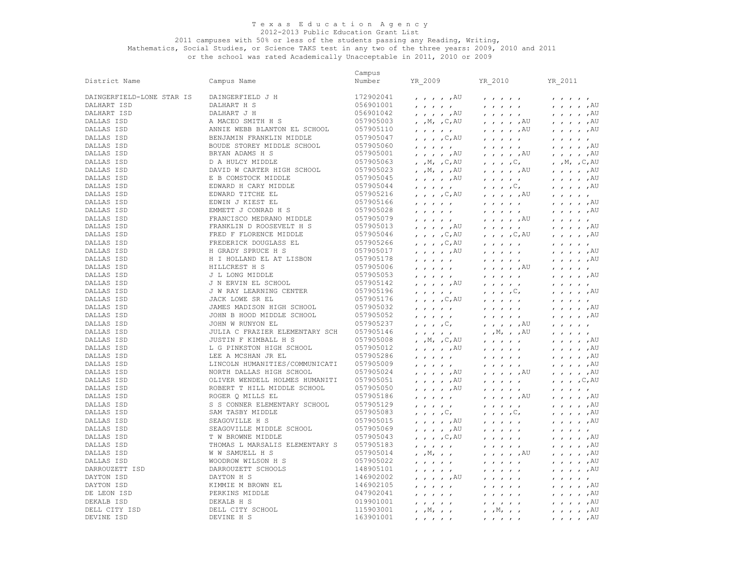Texas Education Agency
2012-2013 Public Education Grant List
2011 campuses with 50% or less of the students passing any Reading, Writing, Mathematics, Social Studies, or Science TAKS test in any two of the three years: 2009, 2010 and 2011 or the school was rated Academically Unacceptable in 2011, 2010 or 2009

| District Name | Campus Name | Campus Number | YR_2009 | YR_2010 | YR_2011 |
|---|---|---|---|---|---|
| DAINGERFIELD-LONE STAR IS | DAINGERFIELD J H | 172902041 | , , , , ,AU | , , , , , | , , , , , |
| DALHART ISD | DALHART H S | 056901001 | , , , , , | , , , , , | , , , , ,AU |
| DALHART ISD | DALHART J H | 056901042 | , , , , ,AU | , , , , , | , , , , ,AU |
| DALLAS ISD | A MACEO SMITH H S | 057905003 | , ,M, ,C,AU | , , , , ,AU | , , , , ,AU |
| DALLAS ISD | ANNIE WEBB BLANTON EL SCHOOL | 057905110 | , , , , , | , , , , ,AU | , , , , ,AU |
| DALLAS ISD | BENJAMIN FRANKLIN MIDDLE | 057905047 | , , , ,C,AU | , , , , , | , , , , , |
| DALLAS ISD | BOUDE STOREY MIDDLE SCHOOL | 057905060 | , , , , , | , , , , , | , , , , ,AU |
| DALLAS ISD | BRYAN ADAMS H S | 057905001 | , , , , ,AU | , , , , ,AU | , , , , ,AU |
| DALLAS ISD | D A HULCY MIDDLE | 057905063 | , ,M, ,C,AU | , , , ,C, | , ,M, ,C,AU |
| DALLAS ISD | DAVID W CARTER HIGH SCHOOL | 057905023 | , ,M, , ,AU | , , , , ,AU | , , , , ,AU |
| DALLAS ISD | E B COMSTOCK MIDDLE | 057905045 | , , , , ,AU | , , , , , | , , , , ,AU |
| DALLAS ISD | EDWARD H CARY MIDDLE | 057905044 | , , , , , | , , , ,C, | , , , , ,AU |
| DALLAS ISD | EDWARD TITCHE EL | 057905216 | , , , ,C,AU | , , , , ,AU | , , , , , |
| DALLAS ISD | EDWIN J KIEST EL | 057905166 | , , , , , | , , , , , | , , , , ,AU |
| DALLAS ISD | EMMETT J CONRAD H S | 057905028 | , , , , , | , , , , , | , , , , ,AU |
| DALLAS ISD | FRANCISCO MEDRANO MIDDLE | 057905079 | , , , , , | , , , , ,AU | , , , , , |
| DALLAS ISD | FRANKLIN D ROOSEVELT H S | 057905013 | , , , , ,AU | , , , , , | , , , , ,AU |
| DALLAS ISD | FRED F FLORENCE MIDDLE | 057905046 | , , , ,C,AU | , , , ,C,AU | , , , , ,AU |
| DALLAS ISD | FREDERICK DOUGLASS EL | 057905266 | , , , ,C,AU | , , , , , | , , , , , |
| DALLAS ISD | H GRADY SPRUCE H S | 057905017 | , , , , ,AU | , , , , , | , , , , ,AU |
| DALLAS ISD | H I HOLLAND EL AT LISBON | 057905178 | , , , , , | , , , , , | , , , , ,AU |
| DALLAS ISD | HILLCREST H S | 057905006 | , , , , , | , , , , ,AU | , , , , , |
| DALLAS ISD | J L LONG MIDDLE | 057905053 | , , , , , | , , , , , | , , , , ,AU |
| DALLAS ISD | J N ERVIN EL SCHOOL | 057905142 | , , , , ,AU | , , , , , | , , , , , |
| DALLAS ISD | J W RAY LEARNING CENTER | 057905196 | , , , , , | , , , ,C, | , , , , ,AU |
| DALLAS ISD | JACK LOWE SR EL | 057905176 | , , , ,C,AU | , , , , , | , , , , , |
| DALLAS ISD | JAMES MADISON HIGH SCHOOL | 057905032 | , , , , , | , , , , , | , , , , ,AU |
| DALLAS ISD | JOHN B HOOD MIDDLE SCHOOL | 057905052 | , , , , , | , , , , , | , , , , ,AU |
| DALLAS ISD | JOHN W RUNYON EL | 057905237 | , , , ,C, | , , , , ,AU | , , , , , |
| DALLAS ISD | JULIA C FRAZIER ELEMENTARY SCH | 057905146 | , , , , , | , ,M, , ,AU | , , , , , |
| DALLAS ISD | JUSTIN F KIMBALL H S | 057905008 | , ,M, ,C,AU | , , , , , | , , , , ,AU |
| DALLAS ISD | L G PINKSTON HIGH SCHOOL | 057905012 | , , , , ,AU | , , , , , | , , , , ,AU |
| DALLAS ISD | LEE A MCSHAN JR EL | 057905286 | , , , , , | , , , , , | , , , , ,AU |
| DALLAS ISD | LINCOLN HUMANITIES/COMMUNICATI | 057905009 | , , , , , | , , , , , | , , , , ,AU |
| DALLAS ISD | NORTH DALLAS HIGH SCHOOL | 057905024 | , , , , ,AU | , , , , ,AU | , , , , ,AU |
| DALLAS ISD | OLIVER WENDELL HOLMES HUMANITI | 057905051 | , , , , ,AU | , , , , , | , , , ,C,AU |
| DALLAS ISD | ROBERT T HILL MIDDLE SCHOOL | 057905050 | , , , , ,AU | , , , , , | , , , , , |
| DALLAS ISD | ROGER Q MILLS EL | 057905186 | , , , , , | , , , , ,AU | , , , , ,AU |
| DALLAS ISD | S S CONNER ELEMENTARY SCHOOL | 057905129 | , , , , , | , , , , , | , , , , ,AU |
| DALLAS ISD | SAM TASBY MIDDLE | 057905083 | , , , ,C, | , , , ,C, | , , , , ,AU |
| DALLAS ISD | SEAGOVILLE H S | 057905015 | , , , , ,AU | , , , , , | , , , , ,AU |
| DALLAS ISD | SEAGOVILLE MIDDLE SCHOOL | 057905069 | , , , , ,AU | , , , , , | , , , , , |
| DALLAS ISD | T W BROWNE MIDDLE | 057905043 | , , , ,C,AU | , , , , , | , , , , ,AU |
| DALLAS ISD | THOMAS L MARSALIS ELEMENTARY S | 057905183 | , , , , , | , , , , , | , , , , ,AU |
| DALLAS ISD | W W SAMUELL H S | 057905014 | , ,M, , , | , , , , ,AU | , , , , ,AU |
| DALLAS ISD | WOODROW WILSON H S | 057905022 | , , , , , | , , , , , | , , , , ,AU |
| DARROUZETT ISD | DARROUZETT SCHOOLS | 148905101 | , , , , , | , , , , , | , , , , ,AU |
| DAYTON ISD | DAYTON H S | 146902002 | , , , , ,AU | , , , , , | , , , , , |
| DAYTON ISD | KIMMIE M BROWN EL | 146902105 | , , , , , | , , , , , | , , , , ,AU |
| DE LEON ISD | PERKINS MIDDLE | 047902041 | , , , , , | , , , , , | , , , , ,AU |
| DEKALB ISD | DEKALB H S | 019901001 | , , , , , | , , , , , | , , , , ,AU |
| DELL CITY ISD | DELL CITY SCHOOL | 115903001 | , ,M, , , | , ,M, , , | , , , , ,AU |
| DEVINE ISD | DEVINE H S | 163901001 | , , , , , | , , , , , | , , , , ,AU |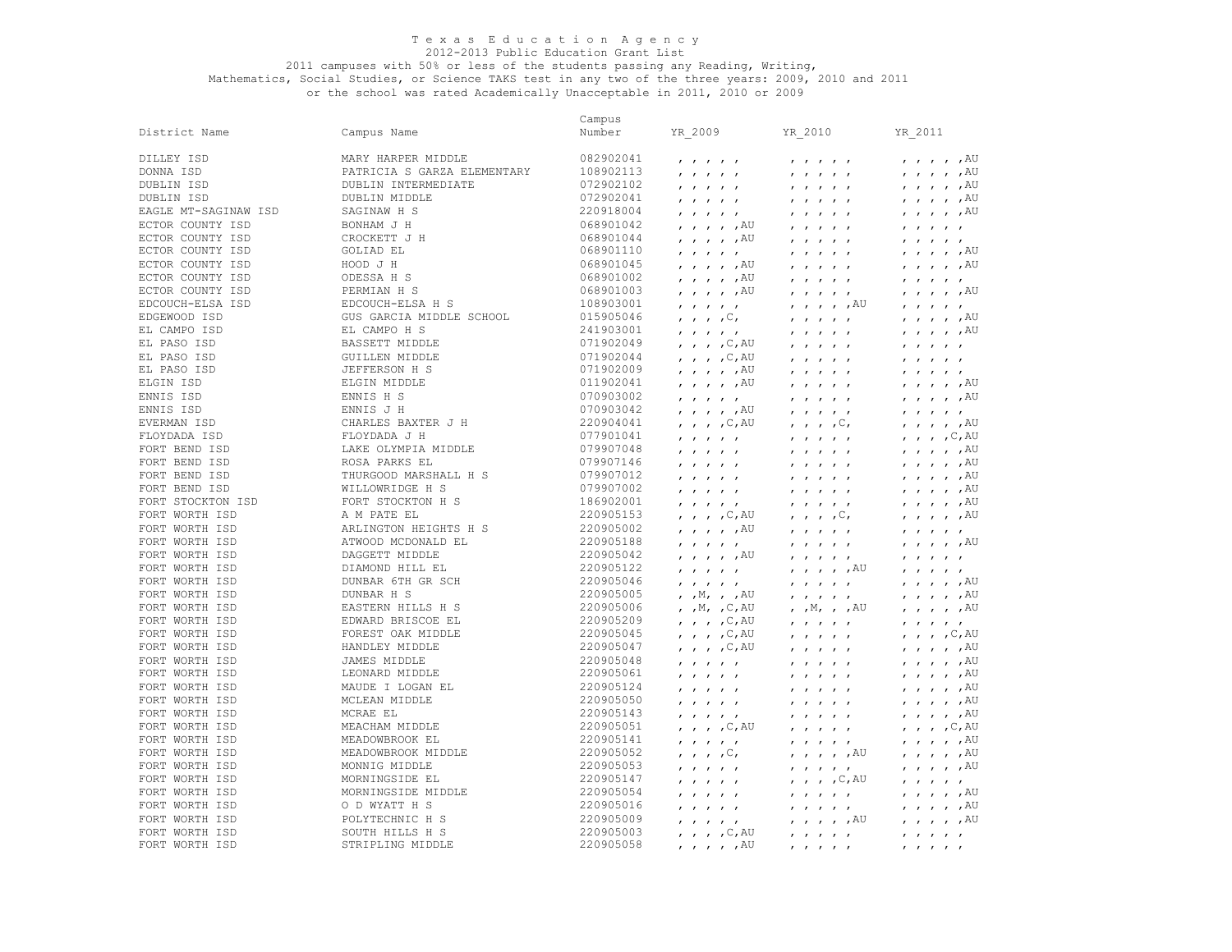Texas Education Agency

2012-2013 Public Education Grant List

2011 campuses with 50% or less of the students passing any Reading, Writing, Mathematics, Social Studies, or Science TAKS test in any two of the three years: 2009, 2010 and 2011 or the school was rated Academically Unacceptable in 2011, 2010 or 2009

| District Name | Campus Name | Campus Number | YR_2009 | YR_2010 | YR_2011 |
|---|---|---|---|---|---|
| DILLEY ISD | MARY HARPER MIDDLE | 082902041 | , , , , , | , , , , , | , , , , ,AU |
| DONNA ISD | PATRICIA S GARZA ELEMENTARY | 108902113 | , , , , , | , , , , , | , , , , ,AU |
| DUBLIN ISD | DUBLIN INTERMEDIATE | 072902102 | , , , , , | , , , , , | , , , , ,AU |
| DUBLIN ISD | DUBLIN MIDDLE | 072902041 | , , , , , | , , , , , | , , , , ,AU |
| EAGLE MT-SAGINAW ISD | SAGINAW H S | 220918004 | , , , , , | , , , , , | , , , , ,AU |
| ECTOR COUNTY ISD | BONHAM J H | 068901042 | , , , , ,AU | , , , , , | , , , , , |
| ECTOR COUNTY ISD | CROCKETT J H | 068901044 | , , , , ,AU | , , , , , | , , , , , |
| ECTOR COUNTY ISD | GOLIAD EL | 068901110 | , , , , , | , , , , , | , , , , ,AU |
| ECTOR COUNTY ISD | HOOD J H | 068901045 | , , , , ,AU | , , , , , | , , , , ,AU |
| ECTOR COUNTY ISD | ODESSA H S | 068901002 | , , , , ,AU | , , , , , | , , , , , |
| ECTOR COUNTY ISD | PERMIAN H S | 068901003 | , , , , ,AU | , , , , , | , , , , ,AU |
| EDCOUCH-ELSA ISD | EDCOUCH-ELSA H S | 108903001 | , , , , , | , , , , ,AU | , , , , , |
| EDGEWOOD ISD | GUS GARCIA MIDDLE SCHOOL | 015905046 | , , , ,C, | , , , , , | , , , , ,AU |
| EL CAMPO ISD | EL CAMPO H S | 241903001 | , , , , , | , , , , , | , , , , ,AU |
| EL PASO ISD | BASSETT MIDDLE | 071902049 | , , , ,C,AU | , , , , , | , , , , , |
| EL PASO ISD | GUILLEN MIDDLE | 071902044 | , , , ,C,AU | , , , , , | , , , , , |
| EL PASO ISD | JEFFERSON H S | 071902009 | , , , , ,AU | , , , , , | , , , , , |
| ELGIN ISD | ELGIN MIDDLE | 011902041 | , , , , ,AU | , , , , , | , , , , ,AU |
| ENNIS ISD | ENNIS H S | 070903002 | , , , , , | , , , , , | , , , , ,AU |
| ENNIS ISD | ENNIS J H | 070903042 | , , , , ,AU | , , , , , | , , , , , |
| EVERMAN ISD | CHARLES BAXTER J H | 220904041 | , , , ,C,AU | , , , ,C, | , , , , ,AU |
| FLOYDADA ISD | FLOYDADA J H | 077901041 | , , , , , | , , , , , | , , , ,C,AU |
| FORT BEND ISD | LAKE OLYMPIA MIDDLE | 079907048 | , , , , , | , , , , , | , , , , ,AU |
| FORT BEND ISD | ROSA PARKS EL | 079907146 | , , , , , | , , , , , | , , , , ,AU |
| FORT BEND ISD | THURGOOD MARSHALL H S | 079907012 | , , , , , | , , , , , | , , , , ,AU |
| FORT BEND ISD | WILLOWRIDGE H S | 079907002 | , , , , , | , , , , , | , , , , ,AU |
| FORT STOCKTON ISD | FORT STOCKTON H S | 186902001 | , , , , , | , , , , , | , , , , ,AU |
| FORT WORTH ISD | A M PATE EL | 220905153 | , , , ,C,AU | , , , ,C, | , , , , ,AU |
| FORT WORTH ISD | ARLINGTON HEIGHTS H S | 220905002 | , , , , ,AU | , , , , , | , , , , , |
| FORT WORTH ISD | ATWOOD MCDONALD EL | 220905188 | , , , , , | , , , , , | , , , , ,AU |
| FORT WORTH ISD | DAGGETT MIDDLE | 220905042 | , , , , ,AU | , , , , , | , , , , , |
| FORT WORTH ISD | DIAMOND HILL EL | 220905122 | , , , , , | , , , , ,AU | , , , , , |
| FORT WORTH ISD | DUNBAR 6TH GR SCH | 220905046 | , , , , , | , , , , , | , , , , ,AU |
| FORT WORTH ISD | DUNBAR H S | 220905005 | , ,M, , ,AU | , , , , , | , , , , ,AU |
| FORT WORTH ISD | EASTERN HILLS H S | 220905006 | , ,M, ,C,AU | , ,M, , ,AU | , , , , ,AU |
| FORT WORTH ISD | EDWARD BRISCOE EL | 220905209 | , , , ,C,AU | , , , , , | , , , , , |
| FORT WORTH ISD | FOREST OAK MIDDLE | 220905045 | , , , ,C,AU | , , , , , | , , , ,C,AU |
| FORT WORTH ISD | HANDLEY MIDDLE | 220905047 | , , , ,C,AU | , , , , , | , , , , ,AU |
| FORT WORTH ISD | JAMES MIDDLE | 220905048 | , , , , , | , , , , , | , , , , ,AU |
| FORT WORTH ISD | LEONARD MIDDLE | 220905061 | , , , , , | , , , , , | , , , , ,AU |
| FORT WORTH ISD | MAUDE I LOGAN EL | 220905124 | , , , , , | , , , , , | , , , , ,AU |
| FORT WORTH ISD | MCLEAN MIDDLE | 220905050 | , , , , , | , , , , , | , , , , ,AU |
| FORT WORTH ISD | MCRAE EL | 220905143 | , , , , , | , , , , , | , , , , ,AU |
| FORT WORTH ISD | MEACHAM MIDDLE | 220905051 | , , , ,C,AU | , , , , , | , , , ,C,AU |
| FORT WORTH ISD | MEADOWBROOK EL | 220905141 | , , , , , | , , , , , | , , , , ,AU |
| FORT WORTH ISD | MEADOWBROOK MIDDLE | 220905052 | , , , ,C, | , , , , ,AU | , , , , ,AU |
| FORT WORTH ISD | MONNIG MIDDLE | 220905053 | , , , , , | , , , , , | , , , , ,AU |
| FORT WORTH ISD | MORNINGSIDE EL | 220905147 | , , , , , | , , , ,C,AU | , , , , , |
| FORT WORTH ISD | MORNINGSIDE MIDDLE | 220905054 | , , , , , | , , , , , | , , , , ,AU |
| FORT WORTH ISD | O D WYATT H S | 220905016 | , , , , , | , , , , , | , , , , ,AU |
| FORT WORTH ISD | POLYTECHNIC H S | 220905009 | , , , , , | , , , , ,AU | , , , , ,AU |
| FORT WORTH ISD | SOUTH HILLS H S | 220905003 | , , , ,C,AU | , , , , , | , , , , , |
| FORT WORTH ISD | STRIPLING MIDDLE | 220905058 | , , , , ,AU | , , , , , | , , , , , |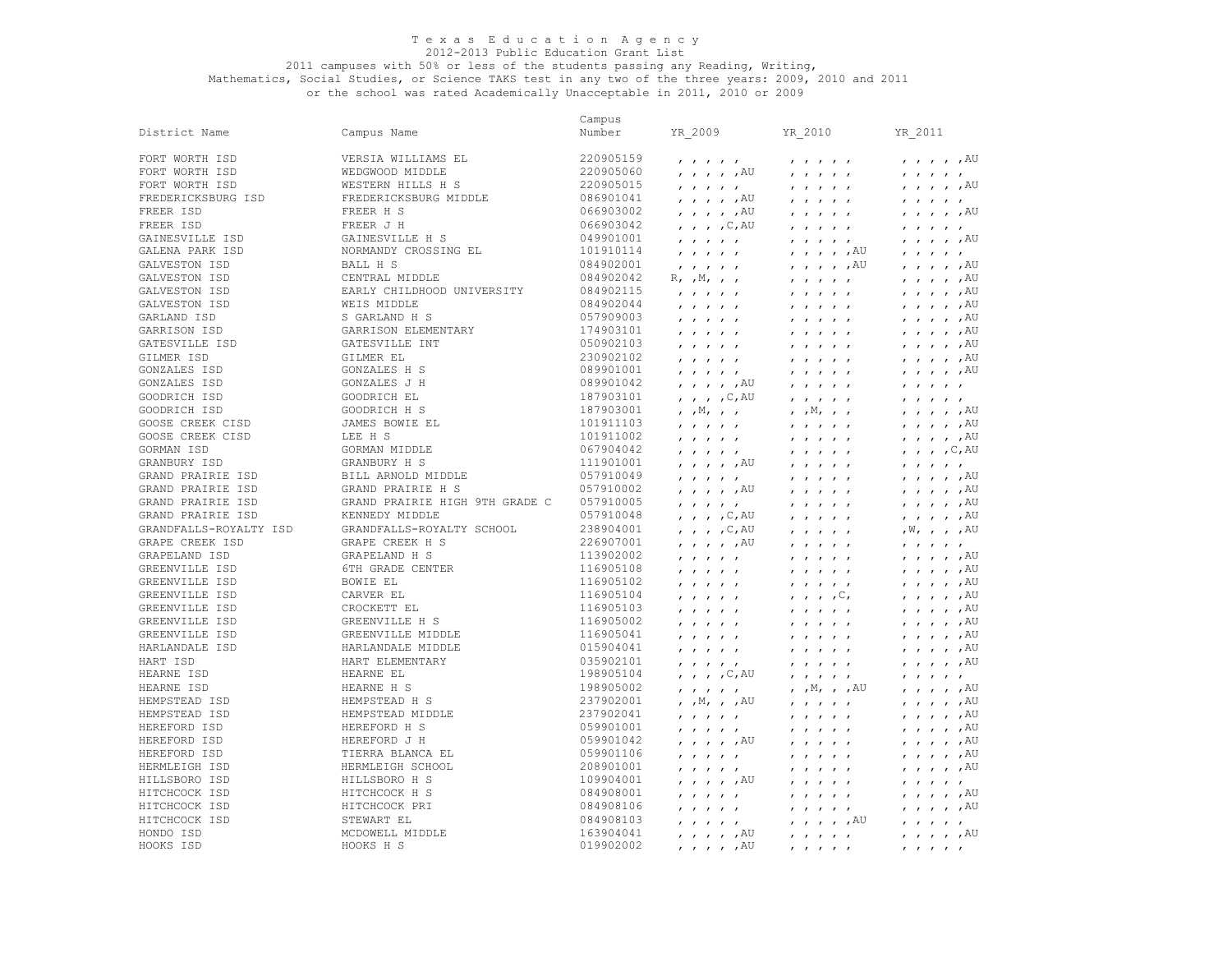# Texas Education Agency

2012-2013 Public Education Grant List

2011 campuses with 50% or less of the students passing any Reading, Writing, Mathematics, Social Studies, or Science TAKS test in any two of the three years: 2009, 2010 and 2011 or the school was rated Academically Unacceptable in 2011, 2010 or 2009

| District Name | Campus Name | Campus Number | YR_2009 | YR_2010 | YR_2011 |
|---|---|---|---|---|---|
| FORT WORTH ISD | VERSIA WILLIAMS EL | 220905159 | , , , , , | , , , , , | , , , , ,AU |
| FORT WORTH ISD | WEDGWOOD MIDDLE | 220905060 | , , , , ,AU | , , , , , | , , , , , |
| FORT WORTH ISD | WESTERN HILLS H S | 220905015 | , , , , , | , , , , , | , , , , ,AU |
| FREDERICKSBURG ISD | FREDERICKSBURG MIDDLE | 086901041 | , , , , ,AU | , , , , , | , , , , , |
| FREER ISD | FREER H S | 066903002 | , , , , ,AU | , , , , , | , , , , ,AU |
| FREER ISD | FREER J H | 066903042 | , , , ,C,AU | , , , , , | , , , , , |
| GAINESVILLE ISD | GAINESVILLE H S | 049901001 | , , , , , | , , , , , | , , , , ,AU |
| GALENA PARK ISD | NORMANDY CROSSING EL | 101910114 | , , , , , | , , , , ,AU | , , , , , |
| GALVESTON ISD | BALL H S | 084902001 | , , , , , | , , , , ,AU | , , , , ,AU |
| GALVESTON ISD | CENTRAL MIDDLE | 084902042 | R, ,M, , , | , , , , , | , , , , ,AU |
| GALVESTON ISD | EARLY CHILDHOOD UNIVERSITY | 084902115 | , , , , , | , , , , , | , , , , ,AU |
| GALVESTON ISD | WEIS MIDDLE | 084902044 | , , , , , | , , , , , | , , , , ,AU |
| GARLAND ISD | S GARLAND H S | 057909003 | , , , , , | , , , , , | , , , , ,AU |
| GARRISON ISD | GARRISON ELEMENTARY | 174903101 | , , , , , | , , , , , | , , , , ,AU |
| GATESVILLE ISD | GATESVILLE INT | 050902103 | , , , , , | , , , , , | , , , , ,AU |
| GILMER ISD | GILMER EL | 230902102 | , , , , , | , , , , , | , , , , ,AU |
| GONZALES ISD | GONZALES H S | 089901001 | , , , , , | , , , , , | , , , , ,AU |
| GONZALES ISD | GONZALES J H | 089901042 | , , , , ,AU | , , , , , | , , , , , |
| GOODRICH ISD | GOODRICH EL | 187903101 | , , , ,C,AU | , , , , , | , , , , , |
| GOODRICH ISD | GOODRICH H S | 187903001 | , ,M, , , | , ,M, , , | , , , , ,AU |
| GOOSE CREEK CISD | JAMES BOWIE EL | 101911103 | , , , , , | , , , , , | , , , , ,AU |
| GOOSE CREEK CISD | LEE H S | 101911002 | , , , , , | , , , , , | , , , , ,AU |
| GORMAN ISD | GORMAN MIDDLE | 067904042 | , , , , , | , , , , , | , , , ,C,AU |
| GRANBURY ISD | GRANBURY H S | 111901001 | , , , , ,AU | , , , , , | , , , , , |
| GRAND PRAIRIE ISD | BILL ARNOLD MIDDLE | 057910049 | , , , , , | , , , , , | , , , , ,AU |
| GRAND PRAIRIE ISD | GRAND PRAIRIE H S | 057910002 | , , , , ,AU | , , , , , | , , , , ,AU |
| GRAND PRAIRIE ISD | GRAND PRAIRIE HIGH 9TH GRADE C | 057910005 | , , , , , | , , , , , | , , , , ,AU |
| GRAND PRAIRIE ISD | KENNEDY MIDDLE | 057910048 | , , , ,C,AU | , , , , , | , , , , ,AU |
| GRANDFALLS-ROYALTY ISD | GRANDFALLS-ROYALTY SCHOOL | 238904001 | , , , ,C,AU | , , , , , | ,W, , , ,AU |
| GRAPE CREEK ISD | GRAPE CREEK H S | 226907001 | , , , , ,AU | , , , , , | , , , , , |
| GRAPELAND ISD | GRAPELAND H S | 113902002 | , , , , , | , , , , , | , , , , ,AU |
| GREENVILLE ISD | 6TH GRADE CENTER | 116905108 | , , , , , | , , , , , | , , , , ,AU |
| GREENVILLE ISD | BOWIE EL | 116905102 | , , , , , | , , , , , | , , , , ,AU |
| GREENVILLE ISD | CARVER EL | 116905104 | , , , , , | , , , ,C, | , , , , ,AU |
| GREENVILLE ISD | CROCKETT EL | 116905103 | , , , , , | , , , , , | , , , , ,AU |
| GREENVILLE ISD | GREENVILLE H S | 116905002 | , , , , , | , , , , , | , , , , ,AU |
| GREENVILLE ISD | GREENVILLE MIDDLE | 116905041 | , , , , , | , , , , , | , , , , ,AU |
| HARLANDALE ISD | HARLANDALE MIDDLE | 015904041 | , , , , , | , , , , , | , , , , ,AU |
| HART ISD | HART ELEMENTARY | 035902101 | , , , , , | , , , , , | , , , , ,AU |
| HEARNE ISD | HEARNE EL | 198905104 | , , , ,C,AU | , , , , , | , , , , , |
| HEARNE ISD | HEARNE H S | 198905002 | , , , , , | , ,M, , ,AU | , , , , ,AU |
| HEMPSTEAD ISD | HEMPSTEAD H S | 237902001 | , ,M, , ,AU | , , , , , | , , , , ,AU |
| HEMPSTEAD ISD | HEMPSTEAD MIDDLE | 237902041 | , , , , , | , , , , , | , , , , ,AU |
| HEREFORD ISD | HEREFORD H S | 059901001 | , , , , , | , , , , , | , , , , ,AU |
| HEREFORD ISD | HEREFORD J H | 059901042 | , , , , ,AU | , , , , , | , , , , ,AU |
| HEREFORD ISD | TIERRA BLANCA EL | 059901106 | , , , , , | , , , , , | , , , , ,AU |
| HERMLEIGH ISD | HERMLEIGH SCHOOL | 208901001 | , , , , , | , , , , , | , , , , ,AU |
| HILLSBORO ISD | HILLSBORO H S | 109904001 | , , , , ,AU | , , , , , | , , , , , |
| HITCHCOCK ISD | HITCHCOCK H S | 084908001 | , , , , , | , , , , , | , , , , ,AU |
| HITCHCOCK ISD | HITCHCOCK PRI | 084908106 | , , , , , | , , , , , | , , , , ,AU |
| HITCHCOCK ISD | STEWART EL | 084908103 | , , , , , | , , , , ,AU | , , , , , |
| HONDO ISD | MCDOWELL MIDDLE | 163904041 | , , , , ,AU | , , , , , | , , , , ,AU |
| HOOKS ISD | HOOKS H S | 019902002 | , , , , ,AU | , , , , , | , , , , , |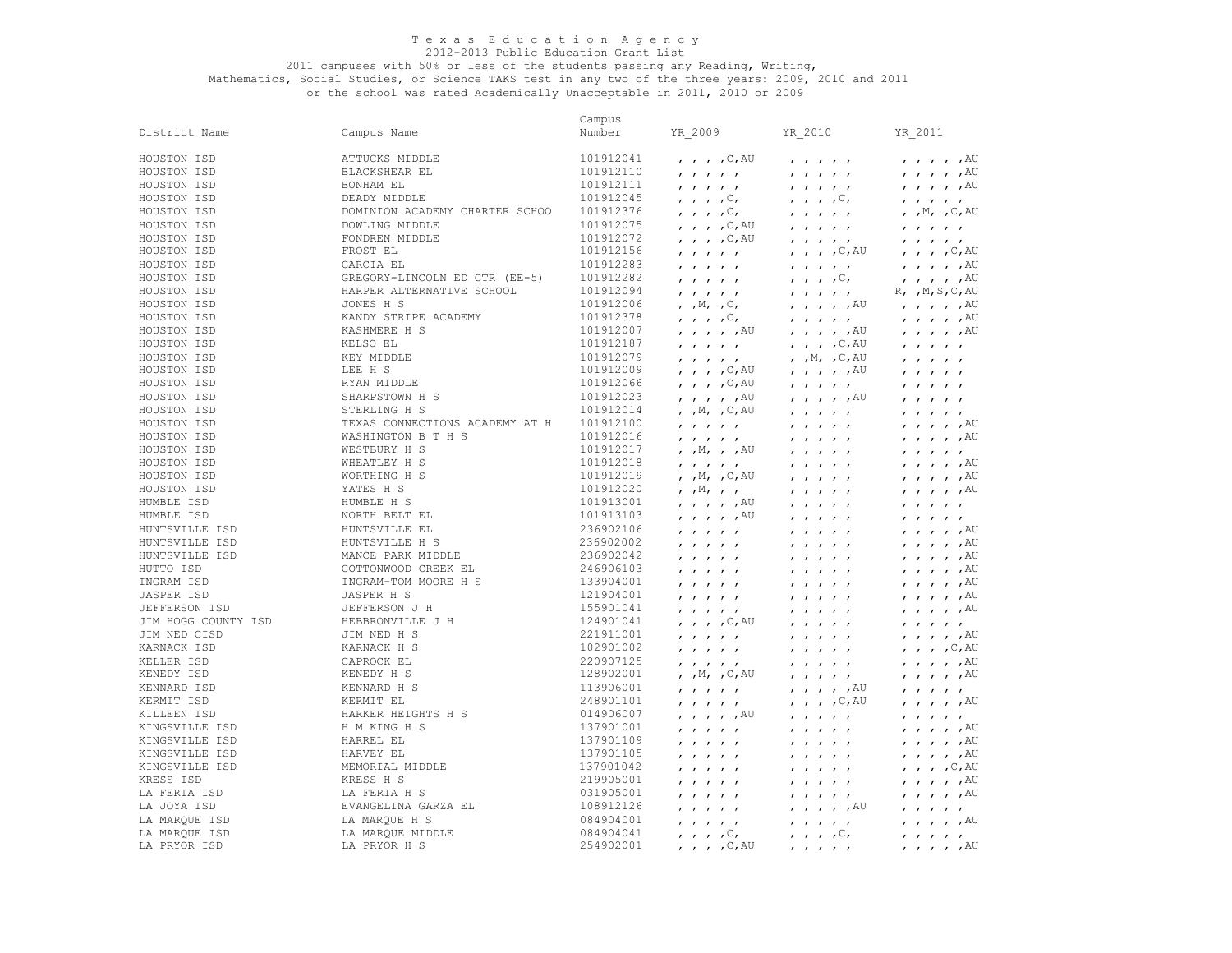Texas Education Agency
2012-2013 Public Education Grant List
2011 campuses with 50% or less of the students passing any Reading, Writing, Mathematics, Social Studies, or Science TAKS test in any two of the three years: 2009, 2010 and 2011 or the school was rated Academically Unacceptable in 2011, 2010 or 2009

| District Name | Campus Name | Campus Number | YR_2009 | YR_2010 | YR_2011 |
|---|---|---|---|---|---|
| HOUSTON ISD | ATTUCKS MIDDLE | 101912041 | , , , ,C,AU | , , , , , | , , , , ,AU |
| HOUSTON ISD | BLACKSHEAR EL | 101912110 | , , , , , | , , , , , | , , , , ,AU |
| HOUSTON ISD | BONHAM EL | 101912111 | , , , , , | , , , , , | , , , , ,AU |
| HOUSTON ISD | DEADY MIDDLE | 101912045 | , , , ,C, | , , , ,C, | , , , , , |
| HOUSTON ISD | DOMINION ACADEMY CHARTER SCHOO | 101912376 | , , , ,C, | , , , , , | , ,M, ,C,AU |
| HOUSTON ISD | DOWLING MIDDLE | 101912075 | , , , ,C,AU | , , , , , | , , , , , |
| HOUSTON ISD | FONDREN MIDDLE | 101912072 | , , , ,C,AU | , , , , , | , , , , , |
| HOUSTON ISD | FROST EL | 101912156 | , , , , , | , , , ,C,AU | , , , ,C,AU |
| HOUSTON ISD | GARCIA EL | 101912283 | , , , , , | , , , , , | , , , , ,AU |
| HOUSTON ISD | GREGORY-LINCOLN ED CTR (EE-5) | 101912282 | , , , , , | , , , ,C, | , , , , ,AU |
| HOUSTON ISD | HARPER ALTERNATIVE SCHOOL | 101912094 | , , , , , | , , , , , | R, ,M,S,C,AU |
| HOUSTON ISD | JONES H S | 101912006 | , ,M, ,C, | , , , , ,AU | , , , , ,AU |
| HOUSTON ISD | KANDY STRIPE ACADEMY | 101912378 | , , , ,C, | , , , , , | , , , , ,AU |
| HOUSTON ISD | KASHMERE H S | 101912007 | , , , , ,AU | , , , , ,AU | , , , , ,AU |
| HOUSTON ISD | KELSO EL | 101912187 | , , , , , | , , , ,C,AU | , , , , , |
| HOUSTON ISD | KEY MIDDLE | 101912079 | , , , , , | , ,M, ,C,AU | , , , , , |
| HOUSTON ISD | LEE H S | 101912009 | , , , ,C,AU | , , , , ,AU | , , , , , |
| HOUSTON ISD | RYAN MIDDLE | 101912066 | , , , ,C,AU | , , , , , | , , , , , |
| HOUSTON ISD | SHARPSTOWN H S | 101912023 | , , , , ,AU | , , , , ,AU | , , , , , |
| HOUSTON ISD | STERLING H S | 101912014 | , ,M, ,C,AU | , , , , , | , , , , , |
| HOUSTON ISD | TEXAS CONNECTIONS ACADEMY AT H | 101912100 | , , , , , | , , , , , | , , , , ,AU |
| HOUSTON ISD | WASHINGTON B T H S | 101912016 | , , , , , | , , , , , | , , , , ,AU |
| HOUSTON ISD | WESTBURY H S | 101912017 | , ,M, , ,AU | , , , , , | , , , , , |
| HOUSTON ISD | WHEATLEY H S | 101912018 | , , , , , | , , , , , | , , , , ,AU |
| HOUSTON ISD | WORTHING H S | 101912019 | , ,M, ,C,AU | , , , , , | , , , , ,AU |
| HOUSTON ISD | YATES H S | 101912020 | , ,M, , , | , , , , , | , , , , ,AU |
| HUMBLE ISD | HUMBLE H S | 101913001 | , , , , ,AU | , , , , , | , , , , , |
| HUMBLE ISD | NORTH BELT EL | 101913103 | , , , , ,AU | , , , , , | , , , , , |
| HUNTSVILLE ISD | HUNTSVILLE EL | 236902106 | , , , , , | , , , , , | , , , , ,AU |
| HUNTSVILLE ISD | HUNTSVILLE H S | 236902002 | , , , , , | , , , , , | , , , , ,AU |
| HUNTSVILLE ISD | MANCE PARK MIDDLE | 236902042 | , , , , , | , , , , , | , , , , ,AU |
| HUTTO ISD | COTTONWOOD CREEK EL | 246906103 | , , , , , | , , , , , | , , , , ,AU |
| INGRAM ISD | INGRAM-TOM MOORE H S | 133904001 | , , , , , | , , , , , | , , , , ,AU |
| JASPER ISD | JASPER H S | 121904001 | , , , , , | , , , , , | , , , , ,AU |
| JEFFERSON ISD | JEFFERSON J H | 155901041 | , , , , , | , , , , , | , , , , ,AU |
| JIM HOGG COUNTY ISD | HEBBRONVILLE J H | 124901041 | , , , ,C,AU | , , , , , | , , , , , |
| JIM NED CISD | JIM NED H S | 221911001 | , , , , , | , , , , , | , , , , ,AU |
| KARNACK ISD | KARNACK H S | 102901002 | , , , , , | , , , , , | , , , ,C,AU |
| KELLER ISD | CAPROCK EL | 220907125 | , , , , , | , , , , , | , , , , ,AU |
| KENEDY ISD | KENEDY H S | 128902001 | , ,M, ,C,AU | , , , , , | , , , , ,AU |
| KENNARD ISD | KENNARD H S | 113906001 | , , , , , | , , , , ,AU | , , , , , |
| KERMIT ISD | KERMIT EL | 248901101 | , , , , , | , , , ,C,AU | , , , , ,AU |
| KILLEEN ISD | HARKER HEIGHTS H S | 014906007 | , , , , ,AU | , , , , , | , , , , , |
| KINGSVILLE ISD | H M KING H S | 137901001 | , , , , , | , , , , , | , , , , ,AU |
| KINGSVILLE ISD | HARREL EL | 137901109 | , , , , , | , , , , , | , , , , ,AU |
| KINGSVILLE ISD | HARVEY EL | 137901105 | , , , , , | , , , , , | , , , , ,AU |
| KINGSVILLE ISD | MEMORIAL MIDDLE | 137901042 | , , , , , | , , , , , | , , , ,C,AU |
| KRESS ISD | KRESS H S | 219905001 | , , , , , | , , , , , | , , , , ,AU |
| LA FERIA ISD | LA FERIA H S | 031905001 | , , , , , | , , , , , | , , , , ,AU |
| LA JOYA ISD | EVANGELINA GARZA EL | 108912126 | , , , , , | , , , , ,AU | , , , , , |
| LA MARQUE ISD | LA MARQUE H S | 084904001 | , , , , , | , , , , , | , , , , ,AU |
| LA MARQUE ISD | LA MARQUE MIDDLE | 084904041 | , , , ,C, | , , , ,C, | , , , , , |
| LA PRYOR ISD | LA PRYOR H S | 254902001 | , , , ,C,AU | , , , , , | , , , , ,AU |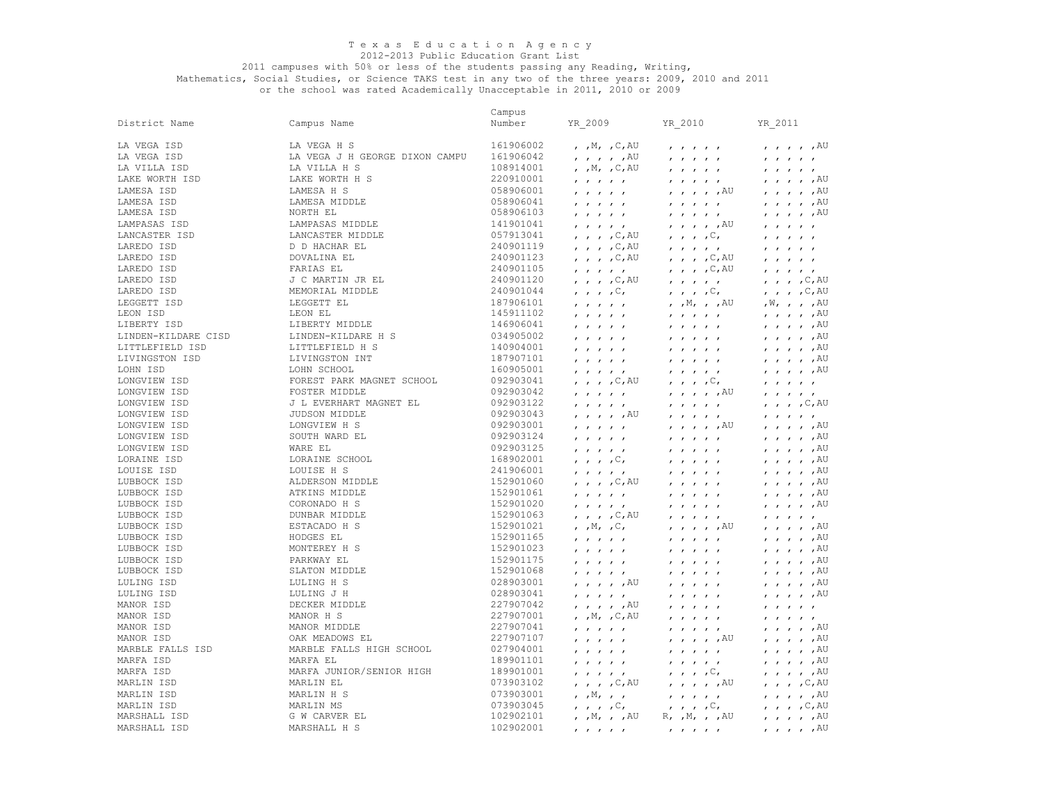Texas Education Agency
2012-2013 Public Education Grant List
2011 campuses with 50% or less of the students passing any Reading, Writing, Mathematics, Social Studies, or Science TAKS test in any two of the three years: 2009, 2010 and 2011 or the school was rated Academically Unacceptable in 2011, 2010 or 2009

| District Name | Campus Name | Campus Number | YR_2009 | YR_2010 | YR_2011 |
|---|---|---|---|---|---|
| LA VEGA ISD | LA VEGA H S | 161906002 | , ,M, ,C,AU | , , , , , | , , , , ,AU |
| LA VEGA ISD | LA VEGA J H GEORGE DIXON CAMPU | 161906042 | , , , , ,AU | , , , , , | , , , , , |
| LA VILLA ISD | LA VILLA H S | 108914001 | , ,M, ,C,AU | , , , , , | , , , , , |
| LAKE WORTH ISD | LAKE WORTH H S | 220910001 | , , , , , | , , , , , | , , , , ,AU |
| LAMESA ISD | LAMESA H S | 058906001 | , , , , , | , , , , ,AU | , , , , ,AU |
| LAMESA ISD | LAMESA MIDDLE | 058906041 | , , , , , | , , , , , | , , , , ,AU |
| LAMESA ISD | NORTH EL | 058906103 | , , , , , | , , , , , | , , , , ,AU |
| LAMPASAS ISD | LAMPASAS MIDDLE | 141901041 | , , , , , | , , , , ,AU | , , , , , |
| LANCASTER ISD | LANCASTER MIDDLE | 057913041 | , , , ,C,AU | , , , ,C, | , , , , , |
| LAREDO ISD | D D HACHAR EL | 240901119 | , , , ,C,AU | , , , , , | , , , , , |
| LAREDO ISD | DOVALINA EL | 240901123 | , , , ,C,AU | , , , ,C,AU | , , , , , |
| LAREDO ISD | FARIAS EL | 240901105 | , , , , , | , , , ,C,AU | , , , , , |
| LAREDO ISD | J C MARTIN JR EL | 240901120 | , , , ,C,AU | , , , , , | , , , ,C,AU |
| LAREDO ISD | MEMORIAL MIDDLE | 240901044 | , , , ,C, | , , , ,C, | , , , ,C,AU |
| LEGGETT ISD | LEGGETT EL | 187906101 | , , , , , | , ,M, , ,AU | ,W, , , ,AU |
| LEON ISD | LEON EL | 145911102 | , , , , , | , , , , , | , , , , ,AU |
| LIBERTY ISD | LIBERTY MIDDLE | 146906041 | , , , , , | , , , , , | , , , , ,AU |
| LINDEN-KILDARE CISD | LINDEN-KILDARE H S | 034905002 | , , , , , | , , , , , | , , , , ,AU |
| LITTLEFIELD ISD | LITTLEFIELD H S | 140904001 | , , , , , | , , , , , | , , , , ,AU |
| LIVINGSTON ISD | LIVINGSTON INT | 187907101 | , , , , , | , , , , , | , , , , ,AU |
| LOHN ISD | LOHN SCHOOL | 160905001 | , , , , , | , , , , , | , , , , ,AU |
| LONGVIEW ISD | FOREST PARK MAGNET SCHOOL | 092903041 | , , , ,C,AU | , , , ,C, | , , , , , |
| LONGVIEW ISD | FOSTER MIDDLE | 092903042 | , , , , , | , , , , ,AU | , , , , , |
| LONGVIEW ISD | J L EVERHART MAGNET EL | 092903122 | , , , , , | , , , , , | , , , ,C,AU |
| LONGVIEW ISD | JUDSON MIDDLE | 092903043 | , , , , ,AU | , , , , , | , , , , , |
| LONGVIEW ISD | LONGVIEW H S | 092903001 | , , , , , | , , , , ,AU | , , , , ,AU |
| LONGVIEW ISD | SOUTH WARD EL | 092903124 | , , , , , | , , , , , | , , , , ,AU |
| LONGVIEW ISD | WARE EL | 092903125 | , , , , , | , , , , , | , , , , ,AU |
| LORAINE ISD | LORAINE SCHOOL | 168902001 | , , , ,C, | , , , , , | , , , , ,AU |
| LOUISE ISD | LOUISE H S | 241906001 | , , , , , | , , , , , | , , , , ,AU |
| LUBBOCK ISD | ALDERSON MIDDLE | 152901060 | , , , ,C,AU | , , , , , | , , , , ,AU |
| LUBBOCK ISD | ATKINS MIDDLE | 152901061 | , , , , , | , , , , , | , , , , ,AU |
| LUBBOCK ISD | CORONADO H S | 152901020 | , , , , , | , , , , , | , , , , ,AU |
| LUBBOCK ISD | DUNBAR MIDDLE | 152901063 | , , , ,C,AU | , , , , , | , , , , , |
| LUBBOCK ISD | ESTACADO H S | 152901021 | , ,M, ,C, | , , , , ,AU | , , , , ,AU |
| LUBBOCK ISD | HODGES EL | 152901165 | , , , , , | , , , , , | , , , , ,AU |
| LUBBOCK ISD | MONTEREY H S | 152901023 | , , , , , | , , , , , | , , , , ,AU |
| LUBBOCK ISD | PARKWAY EL | 152901175 | , , , , , | , , , , , | , , , , ,AU |
| LUBBOCK ISD | SLATON MIDDLE | 152901068 | , , , , , | , , , , , | , , , , ,AU |
| LULING ISD | LULING H S | 028903001 | , , , , ,AU | , , , , , | , , , , ,AU |
| LULING ISD | LULING J H | 028903041 | , , , , , | , , , , , | , , , , ,AU |
| MANOR ISD | DECKER MIDDLE | 227907042 | , , , , ,AU | , , , , , | , , , , , |
| MANOR ISD | MANOR H S | 227907001 | , ,M, ,C,AU | , , , , , | , , , , , |
| MANOR ISD | MANOR MIDDLE | 227907041 | , , , , , | , , , , , | , , , , ,AU |
| MANOR ISD | OAK MEADOWS EL | 227907107 | , , , , , | , , , , ,AU | , , , , ,AU |
| MARBLE FALLS ISD | MARBLE FALLS HIGH SCHOOL | 027904001 | , , , , , | , , , , , | , , , , ,AU |
| MARFA ISD | MARFA EL | 189901101 | , , , , , | , , , , , | , , , , ,AU |
| MARFA ISD | MARFA JUNIOR/SENIOR HIGH | 189901001 | , , , , , | , , , ,C, | , , , , ,AU |
| MARLIN ISD | MARLIN EL | 073903102 | , , , ,C,AU | , , , , ,AU | , , , ,C,AU |
| MARLIN ISD | MARLIN H S | 073903001 | , ,M, , , | , , , , , | , , , , ,AU |
| MARLIN ISD | MARLIN MS | 073903045 | , , , ,C, | , , , ,C, | , , , ,C,AU |
| MARSHALL ISD | G W CARVER EL | 102902101 | , ,M, , ,AU | R, ,M, , ,AU | , , , , ,AU |
| MARSHALL ISD | MARSHALL H S | 102902001 | , , , , , | , , , , , | , , , , ,AU |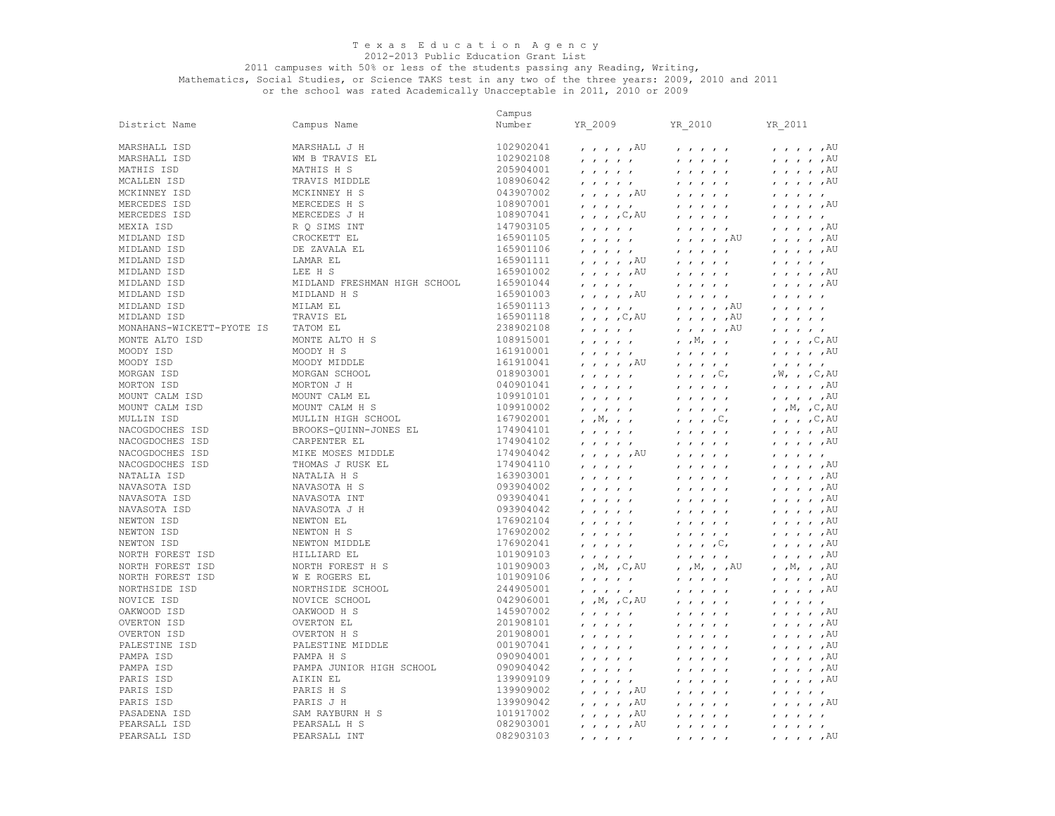T e x a s  E d u c a t i o n  A g e n c y

2012-2013 Public Education Grant List

2011 campuses with 50% or less of the students passing any Reading, Writing, Mathematics, Social Studies, or Science TAKS test in any two of the three years: 2009, 2010 and 2011 or the school was rated Academically Unacceptable in 2011, 2010 or 2009

| District Name | Campus Name | Campus Number | YR_2009 | YR_2010 | YR_2011 |
|---|---|---|---|---|---|
| MARSHALL ISD | MARSHALL J H | 102902041 | , , , , ,AU | , , , , , | , , , , ,AU |
| MARSHALL ISD | WM B TRAVIS EL | 102902108 | , , , , , | , , , , , | , , , , ,AU |
| MATHIS ISD | MATHIS H S | 205904001 | , , , , , | , , , , , | , , , , ,AU |
| MCALLEN ISD | TRAVIS MIDDLE | 108906042 | , , , , , | , , , , , | , , , , ,AU |
| MCKINNEY ISD | MCKINNEY H S | 043907002 | , , , , ,AU | , , , , , | , , , , , |
| MERCEDES ISD | MERCEDES H S | 108907001 | , , , , , | , , , , , | , , , , ,AU |
| MERCEDES ISD | MERCEDES J H | 108907041 | , , , ,C,AU | , , , , , | , , , , , |
| MEXIA ISD | R Q SIMS INT | 147903105 | , , , , , | , , , , , | , , , , ,AU |
| MIDLAND ISD | CROCKETT EL | 165901105 | , , , , , | , , , , ,AU | , , , , ,AU |
| MIDLAND ISD | DE ZAVALA EL | 165901106 | , , , , , | , , , , , | , , , , ,AU |
| MIDLAND ISD | LAMAR EL | 165901111 | , , , , ,AU | , , , , , | , , , , , |
| MIDLAND ISD | LEE H S | 165901002 | , , , , ,AU | , , , , , | , , , , ,AU |
| MIDLAND ISD | MIDLAND FRESHMAN HIGH SCHOOL | 165901044 | , , , , , | , , , , , | , , , , ,AU |
| MIDLAND ISD | MIDLAND H S | 165901003 | , , , , ,AU | , , , , , | , , , , , |
| MIDLAND ISD | MILAM EL | 165901113 | , , , , , | , , , , ,AU | , , , , , |
| MIDLAND ISD | TRAVIS EL | 165901118 | , , , ,C,AU | , , , , ,AU | , , , , , |
| MONAHANS-WICKETT-PYOTE IS | TATOM EL | 238902108 | , , , , , | , , , , ,AU | , , , , , |
| MONTE ALTO ISD | MONTE ALTO H S | 108915001 | , , , , , | , ,M, , , | , , , ,C,AU |
| MOODY ISD | MOODY H S | 161910001 | , , , , , | , , , , , | , , , , ,AU |
| MOODY ISD | MOODY MIDDLE | 161910041 | , , , , ,AU | , , , , , | , , , , , |
| MORGAN ISD | MORGAN SCHOOL | 018903001 | , , , , , | , , , ,C, | ,W, , ,C,AU |
| MORTON ISD | MORTON J H | 040901041 | , , , , , | , , , , , | , , , , ,AU |
| MOUNT CALM ISD | MOUNT CALM EL | 109910101 | , , , , , | , , , , , | , , , , ,AU |
| MOUNT CALM ISD | MOUNT CALM H S | 109910002 | , , , , , | , , , , , | , ,M, ,C,AU |
| MULLIN ISD | MULLIN HIGH SCHOOL | 167902001 | , ,M, , , | , , , ,C, | , , , ,C,AU |
| NACOGDOCHES ISD | BROOKS-QUINN-JONES EL | 174904101 | , , , , , | , , , , , | , , , , ,AU |
| NACOGDOCHES ISD | CARPENTER EL | 174904102 | , , , , , | , , , , , | , , , , ,AU |
| NACOGDOCHES ISD | MIKE MOSES MIDDLE | 174904042 | , , , , ,AU | , , , , , | , , , , , |
| NACOGDOCHES ISD | THOMAS J RUSK EL | 174904110 | , , , , , | , , , , , | , , , , ,AU |
| NATALIA ISD | NATALIA H S | 163903001 | , , , , , | , , , , , | , , , , ,AU |
| NAVASOTA ISD | NAVASOTA H S | 093904002 | , , , , , | , , , , , | , , , , ,AU |
| NAVASOTA ISD | NAVASOTA INT | 093904041 | , , , , , | , , , , , | , , , , ,AU |
| NAVASOTA ISD | NAVASOTA J H | 093904042 | , , , , , | , , , , , | , , , , ,AU |
| NEWTON ISD | NEWTON EL | 176902104 | , , , , , | , , , , , | , , , , ,AU |
| NEWTON ISD | NEWTON H S | 176902002 | , , , , , | , , , , , | , , , , ,AU |
| NEWTON ISD | NEWTON MIDDLE | 176902041 | , , , , , | , , , ,C, | , , , , ,AU |
| NORTH FOREST ISD | HILLIARD EL | 101909103 | , , , , , | , , , , , | , , , , ,AU |
| NORTH FOREST ISD | NORTH FOREST H S | 101909003 | , ,M, ,C,AU | , ,M, , ,AU | , ,M, , ,AU |
| NORTH FOREST ISD | W E ROGERS EL | 101909106 | , , , , , | , , , , , | , , , , ,AU |
| NORTHSIDE ISD | NORTHSIDE SCHOOL | 244905001 | , , , , , | , , , , , | , , , , ,AU |
| NOVICE ISD | NOVICE SCHOOL | 042906001 | , ,M, ,C,AU | , , , , , | , , , , , |
| OAKWOOD ISD | OAKWOOD H S | 145907002 | , , , , , | , , , , , | , , , , ,AU |
| OVERTON ISD | OVERTON EL | 201908101 | , , , , , | , , , , , | , , , , ,AU |
| OVERTON ISD | OVERTON H S | 201908001 | , , , , , | , , , , , | , , , , ,AU |
| PALESTINE ISD | PALESTINE MIDDLE | 001907041 | , , , , , | , , , , , | , , , , ,AU |
| PAMPA ISD | PAMPA H S | 090904001 | , , , , , | , , , , , | , , , , ,AU |
| PAMPA ISD | PAMPA JUNIOR HIGH SCHOOL | 090904042 | , , , , , | , , , , , | , , , , ,AU |
| PARIS ISD | AIKIN EL | 139909109 | , , , , , | , , , , , | , , , , ,AU |
| PARIS ISD | PARIS H S | 139909002 | , , , , ,AU | , , , , , | , , , , , |
| PARIS ISD | PARIS J H | 139909042 | , , , , ,AU | , , , , , | , , , , ,AU |
| PASADENA ISD | SAM RAYBURN H S | 101917002 | , , , , ,AU | , , , , , | , , , , , |
| PEARSALL ISD | PEARSALL H S | 082903001 | , , , , ,AU | , , , , , | , , , , , |
| PEARSALL ISD | PEARSALL INT | 082903103 | , , , , , | , , , , , | , , , , ,AU |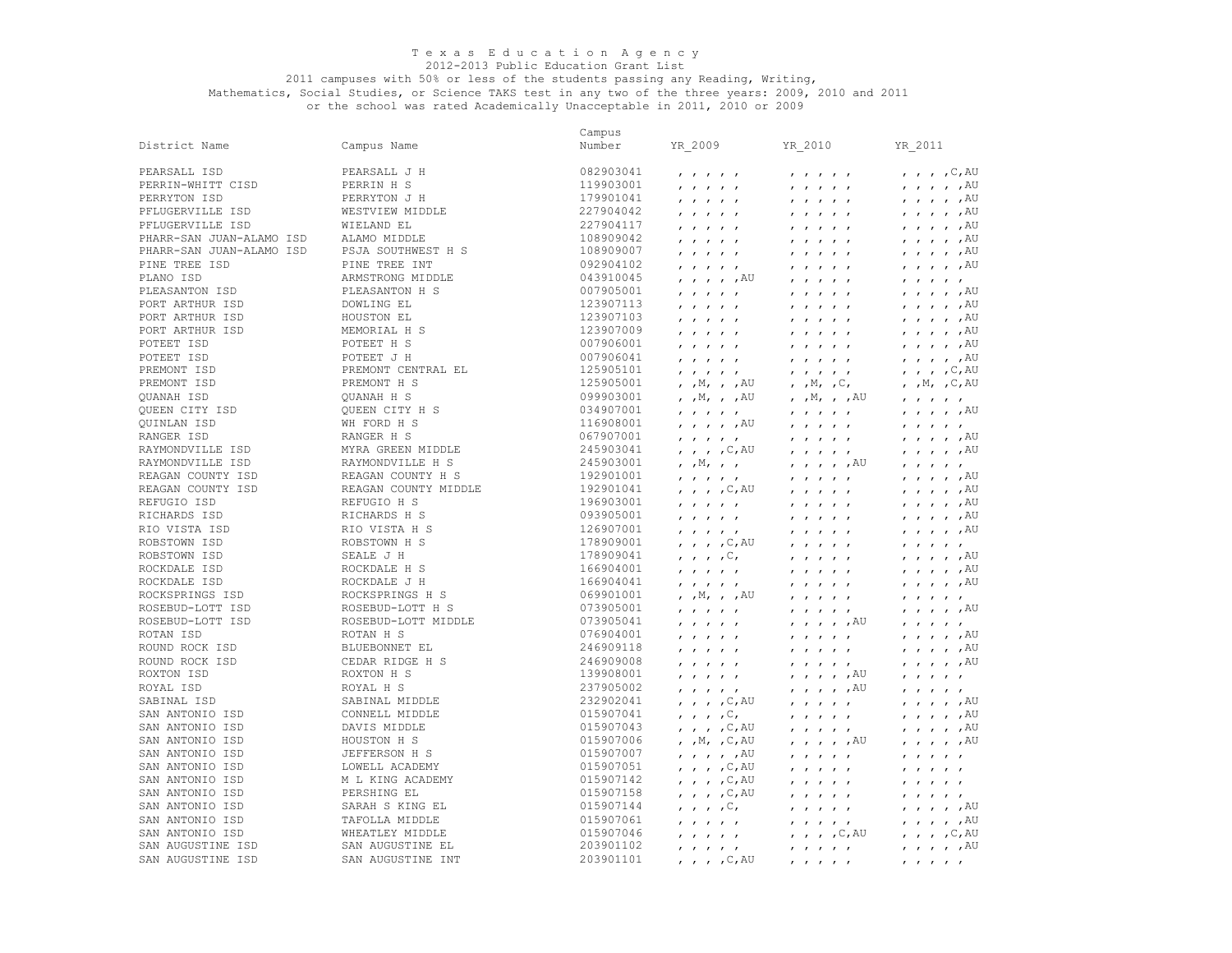Texas Education Agency
2012-2013 Public Education Grant List
2011 campuses with 50% or less of the students passing any Reading, Writing, Mathematics, Social Studies, or Science TAKS test in any two of the three years: 2009, 2010 and 2011 or the school was rated Academically Unacceptable in 2011, 2010 or 2009

| District Name | Campus Name | Campus Number | YR_2009 | YR_2010 | YR_2011 |
|---|---|---|---|---|---|
| PEARSALL ISD | PEARSALL J H | 082903041 | , , , , , | , , , , , | , , , ,C,AU |
| PERRIN-WHITT CISD | PERRIN H S | 119903001 | , , , , , | , , , , , | , , , , ,AU |
| PERRYTON ISD | PERRYTON J H | 179901041 | , , , , , | , , , , , | , , , , ,AU |
| PFLUGERVILLE ISD | WESTVIEW MIDDLE | 227904042 | , , , , , | , , , , , | , , , , ,AU |
| PFLUGERVILLE ISD | WIELAND EL | 227904117 | , , , , , | , , , , , | , , , , ,AU |
| PHARR-SAN JUAN-ALAMO ISD | ALAMO MIDDLE | 108909042 | , , , , , | , , , , , | , , , , ,AU |
| PHARR-SAN JUAN-ALAMO ISD | PSJA SOUTHWEST H S | 108909007 | , , , , , | , , , , , | , , , , ,AU |
| PINE TREE ISD | PINE TREE INT | 092904102 | , , , , , | , , , , , | , , , , ,AU |
| PLANO ISD | ARMSTRONG MIDDLE | 043910045 | , , , , ,AU | , , , , , | , , , , , |
| PLEASANTON ISD | PLEASANTON H S | 007905001 | , , , , , | , , , , , | , , , , ,AU |
| PORT ARTHUR ISD | DOWLING EL | 123907113 | , , , , , | , , , , , | , , , , ,AU |
| PORT ARTHUR ISD | HOUSTON EL | 123907103 | , , , , , | , , , , , | , , , , ,AU |
| PORT ARTHUR ISD | MEMORIAL H S | 123907009 | , , , , , | , , , , , | , , , , ,AU |
| POTEET ISD | POTEET H S | 007906001 | , , , , , | , , , , , | , , , , ,AU |
| POTEET ISD | POTEET J H | 007906041 | , , , , , | , , , , , | , , , , ,AU |
| PREMONT ISD | PREMONT CENTRAL EL | 125905101 | , , , , , | , , , , , | , , , ,C,AU |
| PREMONT ISD | PREMONT H S | 125905001 | , ,M, , ,AU | , ,M, ,C, | , ,M, ,C,AU |
| QUANAH ISD | QUANAH H S | 099903001 | , ,M, , ,AU | , ,M, , ,AU | , , , , , |
| QUEEN CITY ISD | QUEEN CITY H S | 034907001 | , , , , , | , , , , , | , , , , ,AU |
| QUINLAN ISD | WH FORD H S | 116908001 | , , , , ,AU | , , , , , | , , , , , |
| RANGER ISD | RANGER H S | 067907001 | , , , , , | , , , , , | , , , , ,AU |
| RAYMONDVILLE ISD | MYRA GREEN MIDDLE | 245903041 | , , , ,C,AU | , , , , , | , , , , ,AU |
| RAYMONDVILLE ISD | RAYMONDVILLE H S | 245903001 | , ,M, , , | , , , , ,AU | , , , , , |
| REAGAN COUNTY ISD | REAGAN COUNTY H S | 192901001 | , , , , , | , , , , , | , , , , ,AU |
| REAGAN COUNTY ISD | REAGAN COUNTY MIDDLE | 192901041 | , , , ,C,AU | , , , , , | , , , , ,AU |
| REFUGIO ISD | REFUGIO H S | 196903001 | , , , , , | , , , , , | , , , , ,AU |
| RICHARDS ISD | RICHARDS H S | 093905001 | , , , , , | , , , , , | , , , , ,AU |
| RIO VISTA ISD | RIO VISTA H S | 126907001 | , , , , , | , , , , , | , , , , ,AU |
| ROBSTOWN ISD | ROBSTOWN H S | 178909001 | , , , ,C,AU | , , , , , | , , , , , |
| ROBSTOWN ISD | SEALE J H | 178909041 | , , , ,C, | , , , , , | , , , , ,AU |
| ROCKDALE ISD | ROCKDALE H S | 166904001 | , , , , , | , , , , , | , , , , ,AU |
| ROCKDALE ISD | ROCKDALE J H | 166904041 | , , , , , | , , , , , | , , , , ,AU |
| ROCKSPRINGS ISD | ROCKSPRINGS H S | 069901001 | , ,M, , ,AU | , , , , , | , , , , , |
| ROSEBUD-LOTT ISD | ROSEBUD-LOTT H S | 073905001 | , , , , , | , , , , , | , , , , ,AU |
| ROSEBUD-LOTT ISD | ROSEBUD-LOTT MIDDLE | 073905041 | , , , , , | , , , , ,AU | , , , , , |
| ROTAN ISD | ROTAN H S | 076904001 | , , , , , | , , , , , | , , , , ,AU |
| ROUND ROCK ISD | BLUEBONNET EL | 246909118 | , , , , , | , , , , , | , , , , ,AU |
| ROUND ROCK ISD | CEDAR RIDGE H S | 246909008 | , , , , , | , , , , , | , , , , ,AU |
| ROXTON ISD | ROXTON H S | 139908001 | , , , , , | , , , , ,AU | , , , , , |
| ROYAL ISD | ROYAL H S | 237905002 | , , , , , | , , , , ,AU | , , , , , |
| SABINAL ISD | SABINAL MIDDLE | 232902041 | , , , ,C,AU | , , , , , | , , , , ,AU |
| SAN ANTONIO ISD | CONNELL MIDDLE | 015907041 | , , , ,C, | , , , , , | , , , , ,AU |
| SAN ANTONIO ISD | DAVIS MIDDLE | 015907043 | , , , ,C,AU | , , , , , | , , , , ,AU |
| SAN ANTONIO ISD | HOUSTON H S | 015907006 | , ,M, ,C,AU | , , , , ,AU | , , , , ,AU |
| SAN ANTONIO ISD | JEFFERSON H S | 015907007 | , , , , ,AU | , , , , , | , , , , , |
| SAN ANTONIO ISD | LOWELL ACADEMY | 015907051 | , , , ,C,AU | , , , , , | , , , , , |
| SAN ANTONIO ISD | M L KING ACADEMY | 015907142 | , , , ,C,AU | , , , , , | , , , , , |
| SAN ANTONIO ISD | PERSHING EL | 015907158 | , , , ,C,AU | , , , , , | , , , , , |
| SAN ANTONIO ISD | SARAH S KING EL | 015907144 | , , , ,C, | , , , , , | , , , , ,AU |
| SAN ANTONIO ISD | TAFOLLA MIDDLE | 015907061 | , , , , , | , , , , , | , , , , ,AU |
| SAN ANTONIO ISD | WHEATLEY MIDDLE | 015907046 | , , , , , | , , , ,C,AU | , , , ,C,AU |
| SAN AUGUSTINE ISD | SAN AUGUSTINE EL | 203901102 | , , , , , | , , , , , | , , , , ,AU |
| SAN AUGUSTINE ISD | SAN AUGUSTINE INT | 203901101 | , , , ,C,AU | , , , , , | , , , , , |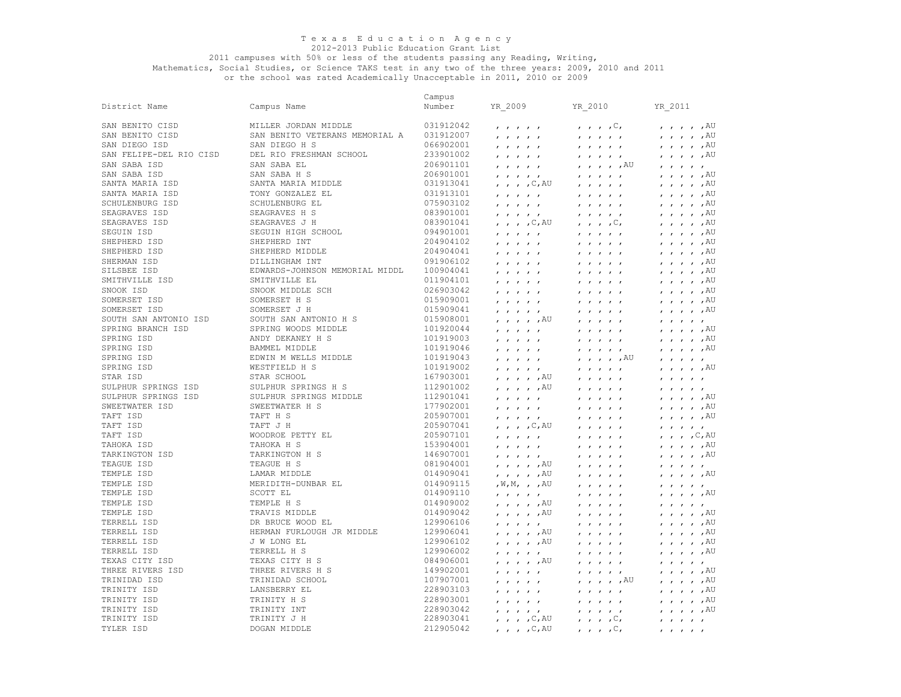Texas Education Agency
2012-2013 Public Education Grant List
2011 campuses with 50% or less of the students passing any Reading, Writing, Mathematics, Social Studies, or Science TAKS test in any two of the three years: 2009, 2010 and 2011
or the school was rated Academically Unacceptable in 2011, 2010 or 2009

| District Name | Campus Name | Campus Number | YR_2009 | YR_2010 | YR_2011 |
|---|---|---|---|---|---|
| SAN BENITO CISD | MILLER JORDAN MIDDLE | 031912042 | , , , , , | , , , ,C, | , , , , ,AU |
| SAN BENITO CISD | SAN BENITO VETERANS MEMORIAL A | 031912007 | , , , , , | , , , , , | , , , , ,AU |
| SAN DIEGO ISD | SAN DIEGO H S | 066902001 | , , , , , | , , , , , | , , , , ,AU |
| SAN FELIPE-DEL RIO CISD | DEL RIO FRESHMAN SCHOOL | 233901002 | , , , , , | , , , , , | , , , , ,AU |
| SAN SABA ISD | SAN SABA EL | 206901101 | , , , , , | , , , , ,AU | , , , , , |
| SAN SABA ISD | SAN SABA H S | 206901001 | , , , , , | , , , , , | , , , , ,AU |
| SANTA MARIA ISD | SANTA MARIA MIDDLE | 031913041 | , , , ,C,AU | , , , , , | , , , , ,AU |
| SANTA MARIA ISD | TONY GONZALEZ EL | 031913101 | , , , , , | , , , , , | , , , , ,AU |
| SCHULENBURG ISD | SCHULENBURG EL | 075903102 | , , , , , | , , , , , | , , , , ,AU |
| SEAGRAVES ISD | SEAGRAVES H S | 083901001 | , , , , , | , , , , , | , , , , ,AU |
| SEAGRAVES ISD | SEAGRAVES J H | 083901041 | , , , ,C,AU | , , , ,C, | , , , , ,AU |
| SEGUIN ISD | SEGUIN HIGH SCHOOL | 094901001 | , , , , , | , , , , , | , , , , ,AU |
| SHEPHERD ISD | SHEPHERD INT | 204904102 | , , , , , | , , , , , | , , , , ,AU |
| SHEPHERD ISD | SHEPHERD MIDDLE | 204904041 | , , , , , | , , , , , | , , , , ,AU |
| SHERMAN ISD | DILLINGHAM INT | 091906102 | , , , , , | , , , , , | , , , , ,AU |
| SILSBEE ISD | EDWARDS-JOHNSON MEMORIAL MIDDL | 100904041 | , , , , , | , , , , , | , , , , ,AU |
| SMITHVILLE ISD | SMITHVILLE EL | 011904101 | , , , , , | , , , , , | , , , , ,AU |
| SNOOK ISD | SNOOK MIDDLE SCH | 026903042 | , , , , , | , , , , , | , , , , ,AU |
| SOMERSET ISD | SOMERSET H S | 015909001 | , , , , , | , , , , , | , , , , ,AU |
| SOMERSET ISD | SOMERSET J H | 015909041 | , , , , , | , , , , , | , , , , ,AU |
| SOUTH SAN ANTONIO ISD | SOUTH SAN ANTONIO H S | 015908001 | , , , , ,AU | , , , , , | , , , , , |
| SPRING BRANCH ISD | SPRING WOODS MIDDLE | 101920044 | , , , , , | , , , , , | , , , , ,AU |
| SPRING ISD | ANDY DEKANEY H S | 101919003 | , , , , , | , , , , , | , , , , ,AU |
| SPRING ISD | BAMMEL MIDDLE | 101919046 | , , , , , | , , , , , | , , , , ,AU |
| SPRING ISD | EDWIN M WELLS MIDDLE | 101919043 | , , , , , | , , , , ,AU | , , , , , |
| SPRING ISD | WESTFIELD H S | 101919002 | , , , , , | , , , , , | , , , , ,AU |
| STAR ISD | STAR SCHOOL | 167903001 | , , , , ,AU | , , , , , | , , , , , |
| SULPHUR SPRINGS ISD | SULPHUR SPRINGS H S | 112901002 | , , , , ,AU | , , , , , | , , , , , |
| SULPHUR SPRINGS ISD | SULPHUR SPRINGS MIDDLE | 112901041 | , , , , , | , , , , , | , , , , ,AU |
| SWEETWATER ISD | SWEETWATER H S | 177902001 | , , , , , | , , , , , | , , , , ,AU |
| TAFT ISD | TAFT H S | 205907001 | , , , , , | , , , , , | , , , , ,AU |
| TAFT ISD | TAFT J H | 205907041 | , , , ,C,AU | , , , , , | , , , , , |
| TAFT ISD | WOODROE PETTY EL | 205907101 | , , , , , | , , , , , | , , , ,C,AU |
| TAHOKA ISD | TAHOKA H S | 153904001 | , , , , , | , , , , , | , , , , ,AU |
| TARKINGTON ISD | TARKINGTON H S | 146907001 | , , , , , | , , , , , | , , , , ,AU |
| TEAGUE ISD | TEAGUE H S | 081904001 | , , , , ,AU | , , , , , | , , , , , |
| TEMPLE ISD | LAMAR MIDDLE | 014909041 | , , , , ,AU | , , , , , | , , , , ,AU |
| TEMPLE ISD | MERIDITH-DUNBAR EL | 014909115 | ,W,M, , ,AU | , , , , , | , , , , , |
| TEMPLE ISD | SCOTT EL | 014909110 | , , , , , | , , , , , | , , , , ,AU |
| TEMPLE ISD | TEMPLE H S | 014909002 | , , , , ,AU | , , , , , | , , , , , |
| TEMPLE ISD | TRAVIS MIDDLE | 014909042 | , , , , ,AU | , , , , , | , , , , ,AU |
| TERRELL ISD | DR BRUCE WOOD EL | 129906106 | , , , , , | , , , , , | , , , , ,AU |
| TERRELL ISD | HERMAN FURLOUGH JR MIDDLE | 129906041 | , , , , ,AU | , , , , , | , , , , ,AU |
| TERRELL ISD | J W LONG EL | 129906102 | , , , , ,AU | , , , , , | , , , , ,AU |
| TERRELL ISD | TERRELL H S | 129906002 | , , , , , | , , , , , | , , , , ,AU |
| TEXAS CITY ISD | TEXAS CITY H S | 084906001 | , , , , ,AU | , , , , , | , , , , , |
| THREE RIVERS ISD | THREE RIVERS H S | 149902001 | , , , , , | , , , , , | , , , , ,AU |
| TRINIDAD ISD | TRINIDAD SCHOOL | 107907001 | , , , , , | , , , , ,AU | , , , , ,AU |
| TRINITY ISD | LANSBERRY EL | 228903103 | , , , , , | , , , , , | , , , , ,AU |
| TRINITY ISD | TRINITY H S | 228903001 | , , , , , | , , , , , | , , , , ,AU |
| TRINITY ISD | TRINITY INT | 228903042 | , , , , , | , , , , , | , , , , ,AU |
| TRINITY ISD | TRINITY J H | 228903041 | , , , ,C,AU | , , , ,C, | , , , , , |
| TYLER ISD | DOGAN MIDDLE | 212905042 | , , , ,C,AU | , , , ,C, | , , , , , |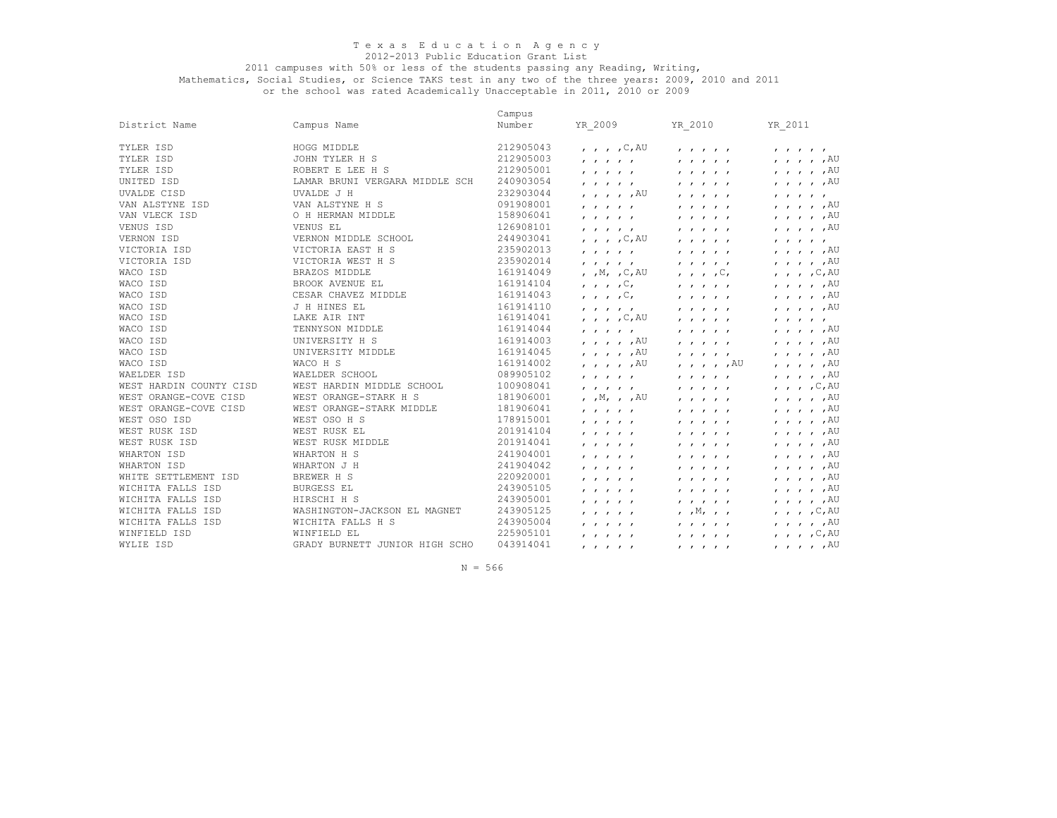Texas Education Agency
2012-2013 Public Education Grant List
2011 campuses with 50% or less of the students passing any Reading, Writing, Mathematics, Social Studies, or Science TAKS test in any two of the three years: 2009, 2010 and 2011 or the school was rated Academically Unacceptable in 2011, 2010 or 2009

| District Name | Campus Name | Campus Number | YR_2009 | YR_2010 | YR_2011 |
|---|---|---|---|---|---|
| TYLER ISD | HOGG MIDDLE | 212905043 | , , , ,C,AU | , , , , , | , , , , , |
| TYLER ISD | JOHN TYLER H S | 212905003 | , , , , , | , , , , , | , , , , ,AU |
| TYLER ISD | ROBERT E LEE H S | 212905001 | , , , , , | , , , , , | , , , , ,AU |
| UNITED ISD | LAMAR BRUNI VERGARA MIDDLE SCH | 240903054 | , , , , , | , , , , , | , , , , ,AU |
| UVALDE CISD | UVALDE J H | 232903044 | , , , , ,AU | , , , , , | , , , , , |
| VAN ALSTYNE ISD | VAN ALSTYNE H S | 091908001 | , , , , , | , , , , , | , , , , ,AU |
| VAN VLECK ISD | O H HERMAN MIDDLE | 158906041 | , , , , , | , , , , , | , , , , ,AU |
| VENUS ISD | VENUS EL | 126908101 | , , , , , | , , , , , | , , , , ,AU |
| VERNON ISD | VERNON MIDDLE SCHOOL | 244903041 | , , , ,C,AU | , , , , , | , , , , , |
| VICTORIA ISD | VICTORIA EAST H S | 235902013 | , , , , , | , , , , , | , , , , ,AU |
| VICTORIA ISD | VICTORIA WEST H S | 235902014 | , , , , , | , , , , , | , , , , ,AU |
| WACO ISD | BRAZOS MIDDLE | 161914049 | , ,M, ,C,AU | , , , ,C, | , , , ,C,AU |
| WACO ISD | BROOK AVENUE EL | 161914104 | , , , ,C, | , , , , , | , , , , ,AU |
| WACO ISD | CESAR CHAVEZ MIDDLE | 161914043 | , , , ,C, | , , , , , | , , , , ,AU |
| WACO ISD | J H HINES EL | 161914110 | , , , , , | , , , , , | , , , , ,AU |
| WACO ISD | LAKE AIR INT | 161914041 | , , , ,C,AU | , , , , , | , , , , , |
| WACO ISD | TENNYSON MIDDLE | 161914044 | , , , , , | , , , , , | , , , , ,AU |
| WACO ISD | UNIVERSITY H S | 161914003 | , , , , ,AU | , , , , , | , , , , ,AU |
| WACO ISD | UNIVERSITY MIDDLE | 161914045 | , , , , ,AU | , , , , , | , , , , ,AU |
| WACO ISD | WACO H S | 161914002 | , , , , ,AU | , , , , ,AU | , , , , ,AU |
| WAELDER ISD | WAELDER SCHOOL | 089905102 | , , , , , | , , , , , | , , , , ,AU |
| WEST HARDIN COUNTY CISD | WEST HARDIN MIDDLE SCHOOL | 100908041 | , , , , , | , , , , , | , , , ,C,AU |
| WEST ORANGE-COVE CISD | WEST ORANGE-STARK H S | 181906001 | , ,M, , ,AU | , , , , , | , , , , ,AU |
| WEST ORANGE-COVE CISD | WEST ORANGE-STARK MIDDLE | 181906041 | , , , , , | , , , , , | , , , , ,AU |
| WEST OSO ISD | WEST OSO H S | 178915001 | , , , , , | , , , , , | , , , , ,AU |
| WEST RUSK ISD | WEST RUSK EL | 201914104 | , , , , , | , , , , , | , , , , ,AU |
| WEST RUSK ISD | WEST RUSK MIDDLE | 201914041 | , , , , , | , , , , , | , , , , ,AU |
| WHARTON ISD | WHARTON H S | 241904001 | , , , , , | , , , , , | , , , , ,AU |
| WHARTON ISD | WHARTON J H | 241904042 | , , , , , | , , , , , | , , , , ,AU |
| WHITE SETTLEMENT ISD | BREWER H S | 220920001 | , , , , , | , , , , , | , , , , ,AU |
| WICHITA FALLS ISD | BURGESS EL | 243905105 | , , , , , | , , , , , | , , , , ,AU |
| WICHITA FALLS ISD | HIRSCHI H S | 243905001 | , , , , , | , , , , , | , , , , ,AU |
| WICHITA FALLS ISD | WASHINGTON-JACKSON EL MAGNET | 243905125 | , , , , , | , ,M, , , | , , , ,C,AU |
| WICHITA FALLS ISD | WICHITA FALLS H S | 243905004 | , , , , , | , , , , , | , , , , ,AU |
| WINFIELD ISD | WINFIELD EL | 225905101 | , , , , , | , , , , , | , , , ,C,AU |
| WYLIE ISD | GRADY BURNETT JUNIOR HIGH SCHO | 043914041 | , , , , , | , , , , , | , , , , ,AU |

N = 566